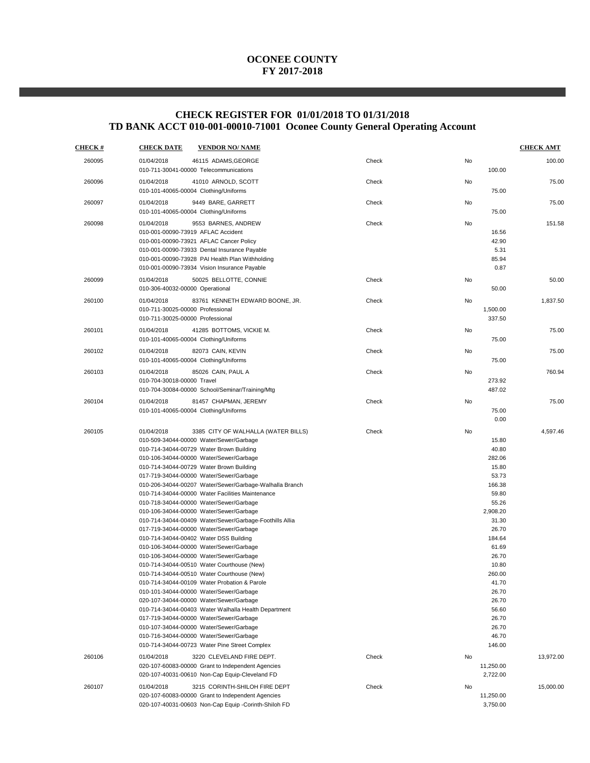# OCONEE COUNTY
# FY 2017-2018

## CHECK REGISTER FOR 01/01/2018 TO 01/31/2018
## TD BANK ACCT 010-001-00010-71001 Oconee County General Operating Account

| CHECK # | CHECK DATE | VENDOR NO/ NAME | | | | CHECK AMT |
|---|---|---|---|---|---|---|
| 260095 | 01/04/2018 | 46115 ADAMS,GEORGE | Check | No | | 100.00 |
| | 010-711-30041-00000 Telecommunications | | | | 100.00 | |
| 260096 | 01/04/2018 | 41010 ARNOLD, SCOTT | Check | No | | 75.00 |
| | 010-101-40065-00004 Clothing/Uniforms | | | | 75.00 | |
| 260097 | 01/04/2018 | 9449 BARE, GARRETT | Check | No | | 75.00 |
| | 010-101-40065-00004 Clothing/Uniforms | | | | 75.00 | |
| 260098 | 01/04/2018 | 9553 BARNES, ANDREW | Check | No | | 151.58 |
| | 010-001-00090-73919 AFLAC Accident | | | | 16.56 | |
| | 010-001-00090-73921 AFLAC Cancer Policy | | | | 42.90 | |
| | 010-001-00090-73933 Dental Insurance Payable | | | | 5.31 | |
| | 010-001-00090-73928 PAI Health Plan Withholding | | | | 85.94 | |
| | 010-001-00090-73934 Vision Insurance Payable | | | | 0.87 | |
| 260099 | 01/04/2018 | 50025 BELLOTTE, CONNIE | Check | No | | 50.00 |
| | 010-306-40032-00000 Operational | | | | 50.00 | |
| 260100 | 01/04/2018 | 83761 KENNETH EDWARD BOONE, JR. | Check | No | | 1,837.50 |
| | 010-711-30025-00000 Professional | | | | 1,500.00 | |
| | 010-711-30025-00000 Professional | | | | 337.50 | |
| 260101 | 01/04/2018 | 41285 BOTTOMS, VICKIE M. | Check | No | | 75.00 |
| | 010-101-40065-00004 Clothing/Uniforms | | | | 75.00 | |
| 260102 | 01/04/2018 | 82073 CAIN, KEVIN | Check | No | | 75.00 |
| | 010-101-40065-00004 Clothing/Uniforms | | | | 75.00 | |
| 260103 | 01/04/2018 | 85026 CAIN, PAUL A | Check | No | | 760.94 |
| | 010-704-30018-00000 Travel | | | | 273.92 | |
| | 010-704-30084-00000 School/Seminar/Training/Mtg | | | | 487.02 | |
| 260104 | 01/04/2018 | 81457 CHAPMAN, JEREMY | Check | No | | 75.00 |
| | 010-101-40065-00004 Clothing/Uniforms | | | | 75.00 | |
| | | | | | 0.00 | |
| 260105 | 01/04/2018 | 3385 CITY OF WALHALLA (WATER BILLS) | Check | No | | 4,597.46 |
| | 010-509-34044-00000 Water/Sewer/Garbage | | | | 15.80 | |
| | 010-714-34044-00729 Water Brown Building | | | | 40.80 | |
| | 010-106-34044-00000 Water/Sewer/Garbage | | | | 282.06 | |
| | 010-714-34044-00729 Water Brown Building | | | | 15.80 | |
| | 017-719-34044-00000 Water/Sewer/Garbage | | | | 53.73 | |
| | 010-206-34044-00207 Water/Sewer/Garbage-Walhalla Branch | | | | 166.38 | |
| | 010-714-34044-00000 Water Facilities Maintenance | | | | 59.80 | |
| | 010-718-34044-00000 Water/Sewer/Garbage | | | | 55.26 | |
| | 010-106-34044-00000 Water/Sewer/Garbage | | | | 2,908.20 | |
| | 010-714-34044-00409 Water/Sewer/Garbage-Foothills Allia | | | | 31.30 | |
| | 017-719-34044-00000 Water/Sewer/Garbage | | | | 26.70 | |
| | 010-714-34044-00402 Water DSS Building | | | | 184.64 | |
| | 010-106-34044-00000 Water/Sewer/Garbage | | | | 61.69 | |
| | 010-106-34044-00000 Water/Sewer/Garbage | | | | 26.70 | |
| | 010-714-34044-00510 Water Courthouse (New) | | | | 10.80 | |
| | 010-714-34044-00510 Water Courthouse (New) | | | | 260.00 | |
| | 010-714-34044-00109 Water Probation & Parole | | | | 41.70 | |
| | 010-101-34044-00000 Water/Sewer/Garbage | | | | 26.70 | |
| | 020-107-34044-00000 Water/Sewer/Garbage | | | | 26.70 | |
| | 010-714-34044-00403 Water Walhalla Health Department | | | | 56.60 | |
| | 017-719-34044-00000 Water/Sewer/Garbage | | | | 26.70 | |
| | 010-107-34044-00000 Water/Sewer/Garbage | | | | 26.70 | |
| | 010-716-34044-00000 Water/Sewer/Garbage | | | | 46.70 | |
| | 010-714-34044-00723 Water Pine Street Complex | | | | 146.00 | |
| 260106 | 01/04/2018 | 3220 CLEVELAND FIRE DEPT. | Check | No | | 13,972.00 |
| | 020-107-60083-00000 Grant to Independent Agencies | | | | 11,250.00 | |
| | 020-107-40031-00610 Non-Cap Equip-Cleveland FD | | | | 2,722.00 | |
| 260107 | 01/04/2018 | 3215 CORINTH-SHILOH FIRE DEPT | Check | No | | 15,000.00 |
| | 020-107-60083-00000 Grant to Independent Agencies | | | | 11,250.00 | |
| | 020-107-40031-00603 Non-Cap Equip -Corinth-Shiloh FD | | | | 3,750.00 | |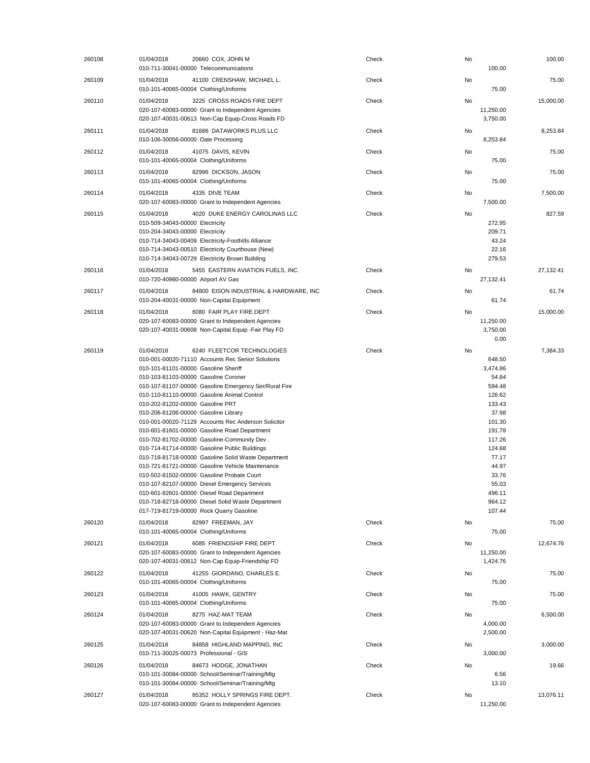| Check # | Date | Vendor / Account | Type | Void | Line Amount | Check Amount |
|---|---|---|---|---|---|---|
| 260108 | 01/04/2018 | 20660 COX, JOHN M | Check | No | | 100.00 |
| | | 010-711-30041-00000 Telecommunications | | | 100.00 | |
| 260109 | 01/04/2018 | 41100 CRENSHAW, MICHAEL L. | Check | No | | 75.00 |
| | | 010-101-40065-00004 Clothing/Uniforms | | | 75.00 | |
| 260110 | 01/04/2018 | 3225 CROSS ROADS FIRE DEPT | Check | No | | 15,000.00 |
| | | 020-107-60083-00000 Grant to Independent Agencies | | | 11,250.00 | |
| | | 020-107-40031-00613 Non-Cap Equip-Cross Roads FD | | | 3,750.00 | |
| 260111 | 01/04/2018 | 81686 DATAWORKS PLUS LLC | Check | No | | 8,253.84 |
| | | 010-106-30056-00000 Date Processing | | | 8,253.84 | |
| 260112 | 01/04/2018 | 41075 DAVIS, KEVIN | Check | No | | 75.00 |
| | | 010-101-40065-00004 Clothing/Uniforms | | | 75.00 | |
| 260113 | 01/04/2018 | 82996 DICKSON, JASON | Check | No | | 75.00 |
| | | 010-101-40065-00004 Clothing/Uniforms | | | 75.00 | |
| 260114 | 01/04/2018 | 4335 DIVE TEAM | Check | No | | 7,500.00 |
| | | 020-107-60083-00000 Grant to Independent Agencies | | | 7,500.00 | |
| 260115 | 01/04/2018 | 4020 DUKE ENERGY CAROLINAS LLC | Check | No | | 827.59 |
| | | 010-509-34043-00000 Electricity | | | 272.95 | |
| | | 010-204-34043-00000 Electricity | | | 209.71 | |
| | | 010-714-34043-00409 Electricity-Foothills Alliance | | | 43.24 | |
| | | 010-714-34043-00510 Electricity Courthouse (New) | | | 22.16 | |
| | | 010-714-34043-00729 Electricity Brown Building | | | 279.53 | |
| 260116 | 01/04/2018 | 5455 EASTERN AVIATION FUELS, INC. | Check | No | | 27,132.41 |
| | | 010-720-40980-00000 Airport AV Gas | | | 27,132.41 | |
| 260117 | 01/04/2018 | 84800 EISON INDUSTRIAL & HARDWARE, INC | Check | No | | 61.74 |
| | | 010-204-40031-00000 Non-Capital Equipment | | | 61.74 | |
| 260118 | 01/04/2018 | 6080 FAIR PLAY FIRE DEPT | Check | No | | 15,000.00 |
| | | 020-107-60083-00000 Grant to Independent Agencies | | | 11,250.00 | |
| | | 020-107-40031-00608 Non-Capital Equip -Fair Play FD | | | 3,750.00 | |
| | | | | | 0.00 | |
| 260119 | 01/04/2018 | 6240 FLEETCOR TECHNOLOGIES | Check | No | | 7,384.33 |
| | | 010-001-00020-71110 Accounts Rec Senior Solutions | | | 648.50 | |
| | | 010-101-81101-00000 Gasoline Sheriff | | | 3,474.86 | |
| | | 010-103-81103-00000 Gasoline Coroner | | | 54.84 | |
| | | 010-107-81107-00000 Gasoline Emergency Ser/Rural Fire | | | 594.48 | |
| | | 010-110-81110-00000 Gasoline Animal Control | | | 126.62 | |
| | | 010-202-81202-00000 Gasoline PRT | | | 133.43 | |
| | | 010-206-81206-00000 Gasoline Library | | | 37.98 | |
| | | 010-001-00020-71129 Accounts Rec Anderson Solicitor | | | 101.30 | |
| | | 010-601-81601-00000 Gasoline Road Department | | | 191.78 | |
| | | 010-702-81702-00000 Gasoline-Community Dev . | | | 117.26 | |
| | | 010-714-81714-00000 Gasoline Public Buildings | | | 124.68 | |
| | | 010-718-81718-00000 Gasoline Solid Waste Department | | | 77.17 | |
| | | 010-721-81721-00000 Gasoline Vehicle Maintenance | | | 44.97 | |
| | | 010-502-81502-00000 Gasoline Probate Court | | | 33.76 | |
| | | 010-107-82107-00000 Diesel Emergency Services | | | 55.03 | |
| | | 010-601-82601-00000 Diesel Road Department | | | 496.11 | |
| | | 010-718-82718-00000 Diesel Solid Waste Department | | | 964.12 | |
| | | 017-719-81719-00000 Rock Quarry Gasoline | | | 107.44 | |
| 260120 | 01/04/2018 | 82997 FREEMAN, JAY | Check | No | | 75.00 |
| | | 010-101-40065-00004 Clothing/Uniforms | | | 75.00 | |
| 260121 | 01/04/2018 | 6085 FRIENDSHIP FIRE DEPT | Check | No | | 12,674.76 |
| | | 020-107-60083-00000 Grant to Independent Agencies | | | 11,250.00 | |
| | | 020-107-40031-00612 Non-Cap Equip-Friendship FD | | | 1,424.76 | |
| 260122 | 01/04/2018 | 41255 GIORDANO, CHARLES E. | Check | No | | 75.00 |
| | | 010-101-40065-00004 Clothing/Uniforms | | | 75.00 | |
| 260123 | 01/04/2018 | 41005 HAWK, GENTRY | Check | No | | 75.00 |
| | | 010-101-40065-00004 Clothing/Uniforms | | | 75.00 | |
| 260124 | 01/04/2018 | 8275 HAZ-MAT TEAM | Check | No | | 6,500.00 |
| | | 020-107-60083-00000 Grant to Independent Agencies | | | 4,000.00 | |
| | | 020-107-40031-00620 Non-Capital Equipment - Haz-Mat | | | 2,500.00 | |
| 260125 | 01/04/2018 | 84858 HIGHLAND MAPPING, INC | Check | No | | 3,000.00 |
| | | 010-711-30025-00073 Professional - GIS | | | 3,000.00 | |
| 260126 | 01/04/2018 | 84673 HODGE, JONATHAN | Check | No | | 19.66 |
| | | 010-101-30084-00000 School/Seminar/Training/Mtg | | | 6.56 | |
| | | 010-101-30084-00000 School/Seminar/Training/Mtg | | | 13.10 | |
| 260127 | 01/04/2018 | 85352 HOLLY SPRINGS FIRE DEPT. | Check | No | | 13,076.11 |
| | | 020-107-60083-00000 Grant to Independent Agencies | | | 11,250.00 | |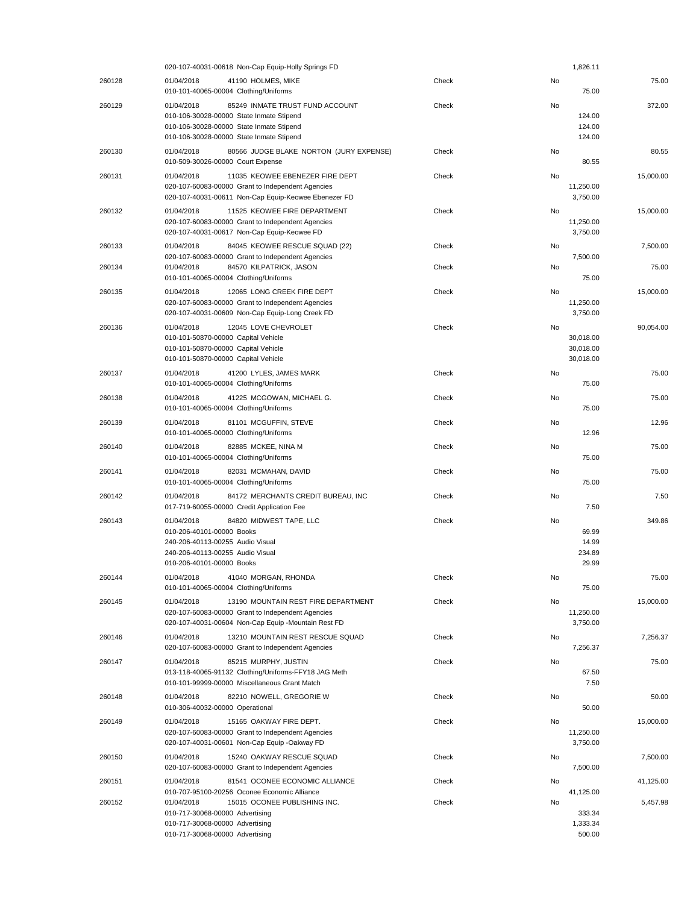| Check # | Date / Vendor / Account | Type | Void | Line Amount | Total |
|---|---|---|---|---|---|
| | 020-107-40031-00618 Non-Cap Equip-Holly Springs FD | | | 1,826.11 | |
| 260128 | 01/04/2018 41190 HOLMES, MIKE | Check | No | | 75.00 |
| | 010-101-40065-00004 Clothing/Uniforms | | | 75.00 | |
| 260129 | 01/04/2018 85249 INMATE TRUST FUND ACCOUNT | Check | No | | 372.00 |
| | 010-106-30028-00000 State Inmate Stipend | | | 124.00 | |
| | 010-106-30028-00000 State Inmate Stipend | | | 124.00 | |
| | 010-106-30028-00000 State Inmate Stipend | | | 124.00 | |
| 260130 | 01/04/2018 80566 JUDGE BLAKE NORTON (JURY EXPENSE) | Check | No | | 80.55 |
| | 010-509-30026-00000 Court Expense | | | 80.55 | |
| 260131 | 01/04/2018 11035 KEOWEE EBENEZER FIRE DEPT | Check | No | | 15,000.00 |
| | 020-107-60083-00000 Grant to Independent Agencies | | | 11,250.00 | |
| | 020-107-40031-00611 Non-Cap Equip-Keowee Ebenezer FD | | | 3,750.00 | |
| 260132 | 01/04/2018 11525 KEOWEE FIRE DEPARTMENT | Check | No | | 15,000.00 |
| | 020-107-60083-00000 Grant to Independent Agencies | | | 11,250.00 | |
| | 020-107-40031-00617 Non-Cap Equip-Keowee FD | | | 3,750.00 | |
| 260133 | 01/04/2018 84045 KEOWEE RESCUE SQUAD (22) | Check | No | | 7,500.00 |
| | 020-107-60083-00000 Grant to Independent Agencies | | | 7,500.00 | |
| 260134 | 01/04/2018 84570 KILPATRICK, JASON | Check | No | | 75.00 |
| | 010-101-40065-00004 Clothing/Uniforms | | | 75.00 | |
| 260135 | 01/04/2018 12065 LONG CREEK FIRE DEPT | Check | No | | 15,000.00 |
| | 020-107-60083-00000 Grant to Independent Agencies | | | 11,250.00 | |
| | 020-107-40031-00609 Non-Cap Equip-Long Creek FD | | | 3,750.00 | |
| 260136 | 01/04/2018 12045 LOVE CHEVROLET | Check | No | | 90,054.00 |
| | 010-101-50870-00000 Capital Vehicle | | | 30,018.00 | |
| | 010-101-50870-00000 Capital Vehicle | | | 30,018.00 | |
| | 010-101-50870-00000 Capital Vehicle | | | 30,018.00 | |
| 260137 | 01/04/2018 41200 LYLES, JAMES MARK | Check | No | | 75.00 |
| | 010-101-40065-00004 Clothing/Uniforms | | | 75.00 | |
| 260138 | 01/04/2018 41225 MCGOWAN, MICHAEL G. | Check | No | | 75.00 |
| | 010-101-40065-00004 Clothing/Uniforms | | | 75.00 | |
| 260139 | 01/04/2018 81101 MCGUFFIN, STEVE | Check | No | | 12.96 |
| | 010-101-40065-00000 Clothing/Uniforms | | | 12.96 | |
| 260140 | 01/04/2018 82885 MCKEE, NINA M | Check | No | | 75.00 |
| | 010-101-40065-00004 Clothing/Uniforms | | | 75.00 | |
| 260141 | 01/04/2018 82031 MCMAHAN, DAVID | Check | No | | 75.00 |
| | 010-101-40065-00004 Clothing/Uniforms | | | 75.00 | |
| 260142 | 01/04/2018 84172 MERCHANTS CREDIT BUREAU, INC | Check | No | | 7.50 |
| | 017-719-60055-00000 Credit Application Fee | | | 7.50 | |
| 260143 | 01/04/2018 84820 MIDWEST TAPE, LLC | Check | No | | 349.86 |
| | 010-206-40101-00000 Books | | | 69.99 | |
| | 240-206-40113-00255 Audio Visual | | | 14.99 | |
| | 240-206-40113-00255 Audio Visual | | | 234.89 | |
| | 010-206-40101-00000 Books | | | 29.99 | |
| 260144 | 01/04/2018 41040 MORGAN, RHONDA | Check | No | | 75.00 |
| | 010-101-40065-00004 Clothing/Uniforms | | | 75.00 | |
| 260145 | 01/04/2018 13190 MOUNTAIN REST FIRE DEPARTMENT | Check | No | | 15,000.00 |
| | 020-107-60083-00000 Grant to Independent Agencies | | | 11,250.00 | |
| | 020-107-40031-00604 Non-Cap Equip -Mountain Rest FD | | | 3,750.00 | |
| 260146 | 01/04/2018 13210 MOUNTAIN REST RESCUE SQUAD | Check | No | | 7,256.37 |
| | 020-107-60083-00000 Grant to Independent Agencies | | | 7,256.37 | |
| 260147 | 01/04/2018 85215 MURPHY, JUSTIN | Check | No | | 75.00 |
| | 013-118-40065-91132 Clothing/Uniforms-FFY18 JAG Meth | | | 67.50 | |
| | 010-101-99999-00000 Miscellaneous Grant Match | | | 7.50 | |
| 260148 | 01/04/2018 82210 NOWELL, GREGORIE W | Check | No | | 50.00 |
| | 010-306-40032-00000 Operational | | | 50.00 | |
| 260149 | 01/04/2018 15165 OAKWAY FIRE DEPT. | Check | No | | 15,000.00 |
| | 020-107-60083-00000 Grant to Independent Agencies | | | 11,250.00 | |
| | 020-107-40031-00601 Non-Cap Equip -Oakway FD | | | 3,750.00 | |
| 260150 | 01/04/2018 15240 OAKWAY RESCUE SQUAD | Check | No | | 7,500.00 |
| | 020-107-60083-00000 Grant to Independent Agencies | | | 7,500.00 | |
| 260151 | 01/04/2018 81541 OCONEE ECONOMIC ALLIANCE | Check | No | | 41,125.00 |
| | 010-707-95100-20256 Oconee Economic Alliance | | | 41,125.00 | |
| 260152 | 01/04/2018 15015 OCONEE PUBLISHING INC. | Check | No | | 5,457.98 |
| | 010-717-30068-00000 Advertising | | | 333.34 | |
| | 010-717-30068-00000 Advertising | | | 1,333.34 | |
| | 010-717-30068-00000 Advertising | | | 500.00 | |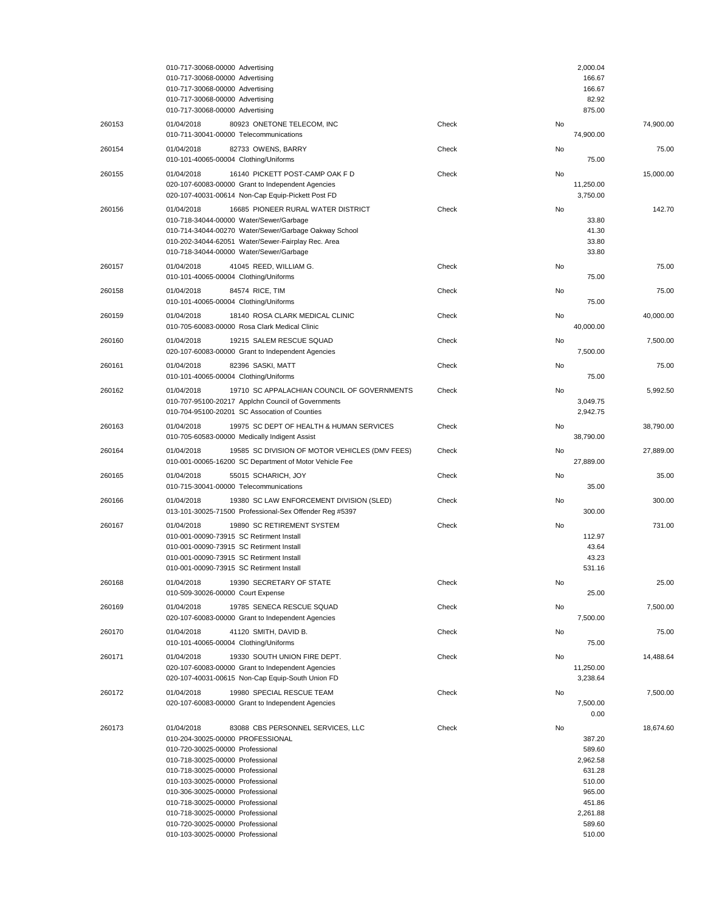| Check # | Date / Vendor / Account | Type | Void | Line Amount | Check Amount |
|---|---|---|---|---|---|
| | 010-717-30068-00000 Advertising | | | 2,000.04 | |
| | 010-717-30068-00000 Advertising | | | 166.67 | |
| | 010-717-30068-00000 Advertising | | | 166.67 | |
| | 010-717-30068-00000 Advertising | | | 82.92 | |
| | 010-717-30068-00000 Advertising | | | 875.00 | |
| 260153 | 01/04/2018 80923 ONETONE TELECOM, INC | Check | No | | 74,900.00 |
| | 010-711-30041-00000 Telecommunications | | | 74,900.00 | |
| 260154 | 01/04/2018 82733 OWENS, BARRY | Check | No | | 75.00 |
| | 010-101-40065-00004 Clothing/Uniforms | | | 75.00 | |
| 260155 | 01/04/2018 16140 PICKETT POST-CAMP OAK F D | Check | No | | 15,000.00 |
| | 020-107-60083-00000 Grant to Independent Agencies | | | 11,250.00 | |
| | 020-107-40031-00614 Non-Cap Equip-Pickett Post FD | | | 3,750.00 | |
| 260156 | 01/04/2018 16685 PIONEER RURAL WATER DISTRICT | Check | No | | 142.70 |
| | 010-718-34044-00000 Water/Sewer/Garbage | | | 33.80 | |
| | 010-714-34044-00270 Water/Sewer/Garbage Oakway School | | | 41.30 | |
| | 010-202-34044-62051 Water/Sewer-Fairplay Rec. Area | | | 33.80 | |
| | 010-718-34044-00000 Water/Sewer/Garbage | | | 33.80 | |
| 260157 | 01/04/2018 41045 REED, WILLIAM G. | Check | No | | 75.00 |
| | 010-101-40065-00004 Clothing/Uniforms | | | 75.00 | |
| 260158 | 01/04/2018 84574 RICE, TIM | Check | No | | 75.00 |
| | 010-101-40065-00004 Clothing/Uniforms | | | 75.00 | |
| 260159 | 01/04/2018 18140 ROSA CLARK MEDICAL CLINIC | Check | No | | 40,000.00 |
| | 010-705-60083-00000 Rosa Clark Medical Clinic | | | 40,000.00 | |
| 260160 | 01/04/2018 19215 SALEM RESCUE SQUAD | Check | No | | 7,500.00 |
| | 020-107-60083-00000 Grant to Independent Agencies | | | 7,500.00 | |
| 260161 | 01/04/2018 82396 SASKI, MATT | Check | No | | 75.00 |
| | 010-101-40065-00004 Clothing/Uniforms | | | 75.00 | |
| 260162 | 01/04/2018 19710 SC APPALACHIAN COUNCIL OF GOVERNMENTS | Check | No | | 5,992.50 |
| | 010-707-95100-20217 Applchn Council of Governments | | | 3,049.75 | |
| | 010-704-95100-20201 SC Assocation of Counties | | | 2,942.75 | |
| 260163 | 01/04/2018 19975 SC DEPT OF HEALTH & HUMAN SERVICES | Check | No | | 38,790.00 |
| | 010-705-60583-00000 Medically Indigent Assist | | | 38,790.00 | |
| 260164 | 01/04/2018 19585 SC DIVISION OF MOTOR VEHICLES (DMV FEES) | Check | No | | 27,889.00 |
| | 010-001-00065-16200 SC Department of Motor Vehicle Fee | | | 27,889.00 | |
| 260165 | 01/04/2018 55015 SCHARICH, JOY | Check | No | | 35.00 |
| | 010-715-30041-00000 Telecommunications | | | 35.00 | |
| 260166 | 01/04/2018 19380 SC LAW ENFORCEMENT DIVISION (SLED) | Check | No | | 300.00 |
| | 013-101-30025-71500 Professional-Sex Offender Reg #5397 | | | 300.00 | |
| 260167 | 01/04/2018 19890 SC RETIREMENT SYSTEM | Check | No | | 731.00 |
| | 010-001-00090-73915 SC Retirment Install | | | 112.97 | |
| | 010-001-00090-73915 SC Retirment Install | | | 43.64 | |
| | 010-001-00090-73915 SC Retirment Install | | | 43.23 | |
| | 010-001-00090-73915 SC Retirment Install | | | 531.16 | |
| 260168 | 01/04/2018 19390 SECRETARY OF STATE | Check | No | | 25.00 |
| | 010-509-30026-00000 Court Expense | | | 25.00 | |
| 260169 | 01/04/2018 19785 SENECA RESCUE SQUAD | Check | No | | 7,500.00 |
| | 020-107-60083-00000 Grant to Independent Agencies | | | 7,500.00 | |
| 260170 | 01/04/2018 41120 SMITH, DAVID B. | Check | No | | 75.00 |
| | 010-101-40065-00004 Clothing/Uniforms | | | 75.00 | |
| 260171 | 01/04/2018 19330 SOUTH UNION FIRE DEPT. | Check | No | | 14,488.64 |
| | 020-107-60083-00000 Grant to Independent Agencies | | | 11,250.00 | |
| | 020-107-40031-00615 Non-Cap Equip-South Union FD | | | 3,238.64 | |
| 260172 | 01/04/2018 19980 SPECIAL RESCUE TEAM | Check | No | | 7,500.00 |
| | 020-107-60083-00000 Grant to Independent Agencies | | | 7,500.00 | |
| | | | | 0.00 | |
| 260173 | 01/04/2018 83088 CBS PERSONNEL SERVICES, LLC | Check | No | | 18,674.60 |
| | 010-204-30025-00000 PROFESSIONAL | | | 387.20 | |
| | 010-720-30025-00000 Professional | | | 589.60 | |
| | 010-718-30025-00000 Professional | | | 2,962.58 | |
| | 010-718-30025-00000 Professional | | | 631.28 | |
| | 010-103-30025-00000 Professional | | | 510.00 | |
| | 010-306-30025-00000 Professional | | | 965.00 | |
| | 010-718-30025-00000 Professional | | | 451.86 | |
| | 010-718-30025-00000 Professional | | | 2,261.88 | |
| | 010-720-30025-00000 Professional | | | 589.60 | |
| | 010-103-30025-00000 Professional | | | 510.00 | |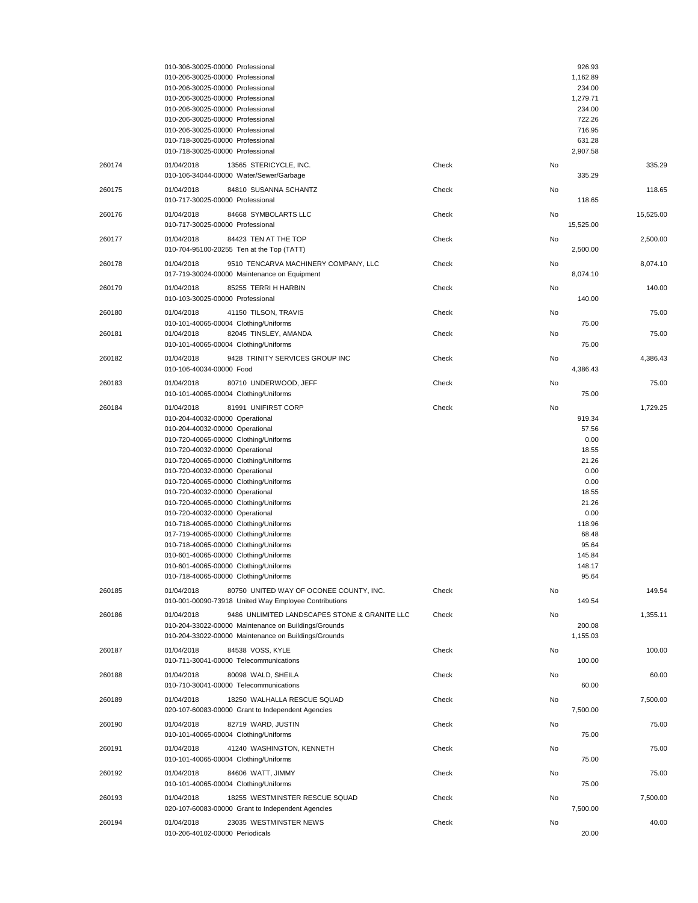| Check # | Date / Vendor / Account | Type | Void | Line Amount | Check Amount |
|---|---|---|---|---|---|
| | 010-306-30025-00000 Professional | | | 926.93 | |
| | 010-206-30025-00000 Professional | | | 1,162.89 | |
| | 010-206-30025-00000 Professional | | | 234.00 | |
| | 010-206-30025-00000 Professional | | | 1,279.71 | |
| | 010-206-30025-00000 Professional | | | 234.00 | |
| | 010-206-30025-00000 Professional | | | 722.26 | |
| | 010-206-30025-00000 Professional | | | 716.95 | |
| | 010-718-30025-00000 Professional | | | 631.28 | |
| | 010-718-30025-00000 Professional | | | 2,907.58 | |
| 260174 | 01/04/2018 13565 STERICYCLE, INC. | Check | No | | 335.29 |
| | 010-106-34044-00000 Water/Sewer/Garbage | | | 335.29 | |
| 260175 | 01/04/2018 84810 SUSANNA SCHANTZ | Check | No | | 118.65 |
| | 010-717-30025-00000 Professional | | | 118.65 | |
| 260176 | 01/04/2018 84668 SYMBOLARTS LLC | Check | No | | 15,525.00 |
| | 010-717-30025-00000 Professional | | | 15,525.00 | |
| 260177 | 01/04/2018 84423 TEN AT THE TOP | Check | No | | 2,500.00 |
| | 010-704-95100-20255 Ten at the Top (TATT) | | | 2,500.00 | |
| 260178 | 01/04/2018 9510 TENCARVA MACHINERY COMPANY, LLC | Check | No | | 8,074.10 |
| | 017-719-30024-00000 Maintenance on Equipment | | | 8,074.10 | |
| 260179 | 01/04/2018 85255 TERRI H HARBIN | Check | No | | 140.00 |
| | 010-103-30025-00000 Professional | | | 140.00 | |
| 260180 | 01/04/2018 41150 TILSON, TRAVIS | Check | No | | 75.00 |
| | 010-101-40065-00004 Clothing/Uniforms | | | 75.00 | |
| 260181 | 01/04/2018 82045 TINSLEY, AMANDA | Check | No | | 75.00 |
| | 010-101-40065-00004 Clothing/Uniforms | | | 75.00 | |
| 260182 | 01/04/2018 9428 TRINITY SERVICES GROUP INC | Check | No | | 4,386.43 |
| | 010-106-40034-00000 Food | | | 4,386.43 | |
| 260183 | 01/04/2018 80710 UNDERWOOD, JEFF | Check | No | | 75.00 |
| | 010-101-40065-00004 Clothing/Uniforms | | | 75.00 | |
| 260184 | 01/04/2018 81991 UNIFIRST CORP | Check | No | | 1,729.25 |
| | 010-204-40032-00000 Operational | | | 919.34 | |
| | 010-204-40032-00000 Operational | | | 57.56 | |
| | 010-720-40065-00000 Clothing/Uniforms | | | 0.00 | |
| | 010-720-40032-00000 Operational | | | 18.55 | |
| | 010-720-40065-00000 Clothing/Uniforms | | | 21.26 | |
| | 010-720-40032-00000 Operational | | | 0.00 | |
| | 010-720-40065-00000 Clothing/Uniforms | | | 0.00 | |
| | 010-720-40032-00000 Operational | | | 18.55 | |
| | 010-720-40065-00000 Clothing/Uniforms | | | 21.26 | |
| | 010-720-40032-00000 Operational | | | 0.00 | |
| | 010-718-40065-00000 Clothing/Uniforms | | | 118.96 | |
| | 017-719-40065-00000 Clothing/Uniforms | | | 68.48 | |
| | 010-718-40065-00000 Clothing/Uniforms | | | 95.64 | |
| | 010-601-40065-00000 Clothing/Uniforms | | | 145.84 | |
| | 010-601-40065-00000 Clothing/Uniforms | | | 148.17 | |
| | 010-718-40065-00000 Clothing/Uniforms | | | 95.64 | |
| 260185 | 01/04/2018 80750 UNITED WAY OF OCONEE COUNTY, INC. | Check | No | | 149.54 |
| | 010-001-00090-73918 United Way Employee Contributions | | | 149.54 | |
| 260186 | 01/04/2018 9486 UNLIMITED LANDSCAPES STONE & GRANITE LLC | Check | No | | 1,355.11 |
| | 010-204-33022-00000 Maintenance on Buildings/Grounds | | | 200.08 | |
| | 010-204-33022-00000 Maintenance on Buildings/Grounds | | | 1,155.03 | |
| 260187 | 01/04/2018 84538 VOSS, KYLE | Check | No | | 100.00 |
| | 010-711-30041-00000 Telecommunications | | | 100.00 | |
| 260188 | 01/04/2018 80098 WALD, SHEILA | Check | No | | 60.00 |
| | 010-710-30041-00000 Telecommunications | | | 60.00 | |
| 260189 | 01/04/2018 18250 WALHALLA RESCUE SQUAD | Check | No | | 7,500.00 |
| | 020-107-60083-00000 Grant to Independent Agencies | | | 7,500.00 | |
| 260190 | 01/04/2018 82719 WARD, JUSTIN | Check | No | | 75.00 |
| | 010-101-40065-00004 Clothing/Uniforms | | | 75.00 | |
| 260191 | 01/04/2018 41240 WASHINGTON, KENNETH | Check | No | | 75.00 |
| | 010-101-40065-00004 Clothing/Uniforms | | | 75.00 | |
| 260192 | 01/04/2018 84606 WATT, JIMMY | Check | No | | 75.00 |
| | 010-101-40065-00004 Clothing/Uniforms | | | 75.00 | |
| 260193 | 01/04/2018 18255 WESTMINSTER RESCUE SQUAD | Check | No | | 7,500.00 |
| | 020-107-60083-00000 Grant to Independent Agencies | | | 7,500.00 | |
| 260194 | 01/04/2018 23035 WESTMINSTER NEWS | Check | No | | 40.00 |
| | 010-206-40102-00000 Periodicals | | | 20.00 | |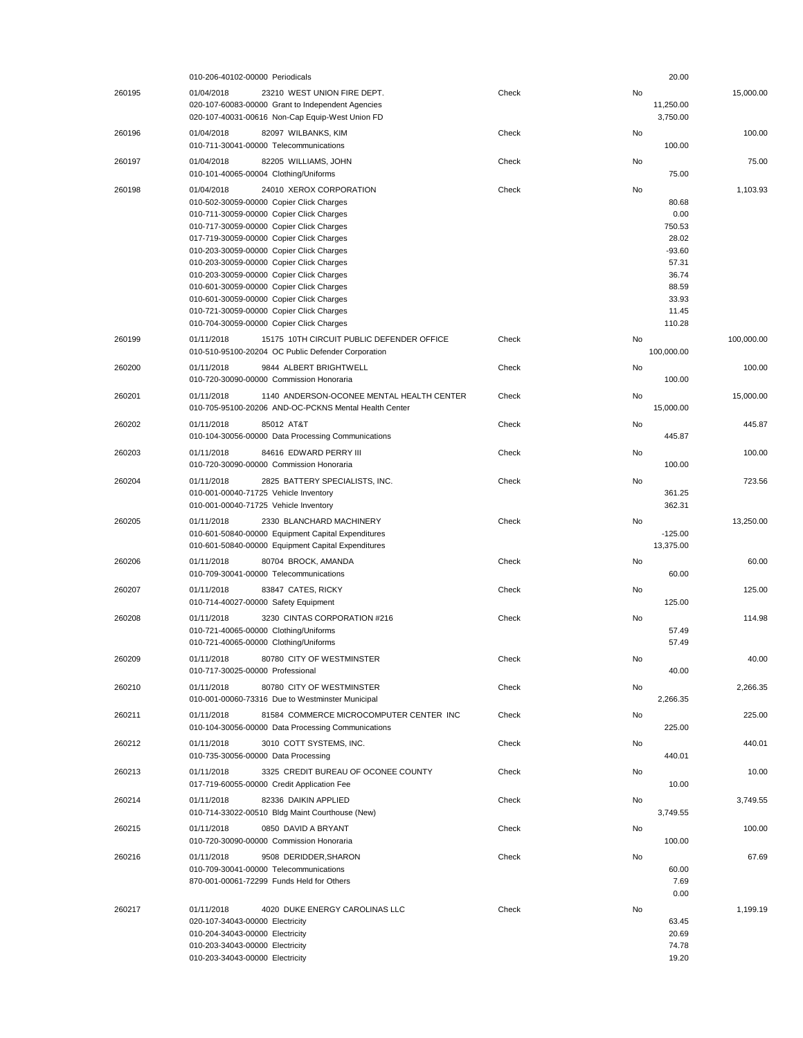| Check | Date / Vendor / Account | Type | Void | Line Amount | Total |
|---|---|---|---|---|---|
| | 010-206-40102-00000 Periodicals | | | 20.00 | |
| 260195 | 01/04/2018 23210 WEST UNION FIRE DEPT. | Check | No | | 15,000.00 |
| | 020-107-60083-00000 Grant to Independent Agencies | | | 11,250.00 | |
| | 020-107-40031-00616 Non-Cap Equip-West Union FD | | | 3,750.00 | |
| 260196 | 01/04/2018 82097 WILBANKS, KIM | Check | No | | 100.00 |
| | 010-711-30041-00000 Telecommunications | | | 100.00 | |
| 260197 | 01/04/2018 82205 WILLIAMS, JOHN | Check | No | | 75.00 |
| | 010-101-40065-00004 Clothing/Uniforms | | | 75.00 | |
| 260198 | 01/04/2018 24010 XEROX CORPORATION | Check | No | | 1,103.93 |
| | 010-502-30059-00000 Copier Click Charges | | | 80.68 | |
| | 010-711-30059-00000 Copier Click Charges | | | 0.00 | |
| | 010-717-30059-00000 Copier Click Charges | | | 750.53 | |
| | 017-719-30059-00000 Copier Click Charges | | | 28.02 | |
| | 010-203-30059-00000 Copier Click Charges | | | -93.60 | |
| | 010-203-30059-00000 Copier Click Charges | | | 57.31 | |
| | 010-203-30059-00000 Copier Click Charges | | | 36.74 | |
| | 010-601-30059-00000 Copier Click Charges | | | 88.59 | |
| | 010-601-30059-00000 Copier Click Charges | | | 33.93 | |
| | 010-721-30059-00000 Copier Click Charges | | | 11.45 | |
| | 010-704-30059-00000 Copier Click Charges | | | 110.28 | |
| 260199 | 01/11/2018 15175 10TH CIRCUIT PUBLIC DEFENDER OFFICE | Check | No | | 100,000.00 |
| | 010-510-95100-20204 OC Public Defender Corporation | | | 100,000.00 | |
| 260200 | 01/11/2018 9844 ALBERT BRIGHTWELL | Check | No | | 100.00 |
| | 010-720-30090-00000 Commission Honoraria | | | 100.00 | |
| 260201 | 01/11/2018 1140 ANDERSON-OCONEE MENTAL HEALTH CENTER | Check | No | | 15,000.00 |
| | 010-705-95100-20206 AND-OC-PCKNS Mental Health Center | | | 15,000.00 | |
| 260202 | 01/11/2018 85012 AT&T | Check | No | | 445.87 |
| | 010-104-30056-00000 Data Processing Communications | | | 445.87 | |
| 260203 | 01/11/2018 84616 EDWARD PERRY III | Check | No | | 100.00 |
| | 010-720-30090-00000 Commission Honoraria | | | 100.00 | |
| 260204 | 01/11/2018 2825 BATTERY SPECIALISTS, INC. | Check | No | | 723.56 |
| | 010-001-00040-71725 Vehicle Inventory | | | 361.25 | |
| | 010-001-00040-71725 Vehicle Inventory | | | 362.31 | |
| 260205 | 01/11/2018 2330 BLANCHARD MACHINERY | Check | No | | 13,250.00 |
| | 010-601-50840-00000 Equipment Capital Expenditures | | | -125.00 | |
| | 010-601-50840-00000 Equipment Capital Expenditures | | | 13,375.00 | |
| 260206 | 01/11/2018 80704 BROCK, AMANDA | Check | No | | 60.00 |
| | 010-709-30041-00000 Telecommunications | | | 60.00 | |
| 260207 | 01/11/2018 83847 CATES, RICKY | Check | No | | 125.00 |
| | 010-714-40027-00000 Safety Equipment | | | 125.00 | |
| 260208 | 01/11/2018 3230 CINTAS CORPORATION #216 | Check | No | | 114.98 |
| | 010-721-40065-00000 Clothing/Uniforms | | | 57.49 | |
| | 010-721-40065-00000 Clothing/Uniforms | | | 57.49 | |
| 260209 | 01/11/2018 80780 CITY OF WESTMINSTER | Check | No | | 40.00 |
| | 010-717-30025-00000 Professional | | | 40.00 | |
| 260210 | 01/11/2018 80780 CITY OF WESTMINSTER | Check | No | | 2,266.35 |
| | 010-001-00060-73316 Due to Westminster Municipal | | | 2,266.35 | |
| 260211 | 01/11/2018 81584 COMMERCE MICROCOMPUTER CENTER INC | Check | No | | 225.00 |
| | 010-104-30056-00000 Data Processing Communications | | | 225.00 | |
| 260212 | 01/11/2018 3010 COTT SYSTEMS, INC. | Check | No | | 440.01 |
| | 010-735-30056-00000 Data Processing | | | 440.01 | |
| 260213 | 01/11/2018 3325 CREDIT BUREAU OF OCONEE COUNTY | Check | No | | 10.00 |
| | 017-719-60055-00000 Credit Application Fee | | | 10.00 | |
| 260214 | 01/11/2018 82336 DAIKIN APPLIED | Check | No | | 3,749.55 |
| | 010-714-33022-00510 Bldg Maint Courthouse (New) | | | 3,749.55 | |
| 260215 | 01/11/2018 0850 DAVID A BRYANT | Check | No | | 100.00 |
| | 010-720-30090-00000 Commission Honoraria | | | 100.00 | |
| 260216 | 01/11/2018 9508 DERIDDER,SHARON | Check | No | | 67.69 |
| | 010-709-30041-00000 Telecommunications | | | 60.00 | |
| | 870-001-00061-72299 Funds Held for Others | | | 7.69 | |
| | | | | 0.00 | |
| 260217 | 01/11/2018 4020 DUKE ENERGY CAROLINAS LLC | Check | No | | 1,199.19 |
| | 020-107-34043-00000 Electricity | | | 63.45 | |
| | 010-204-34043-00000 Electricity | | | 20.69 | |
| | 010-203-34043-00000 Electricity | | | 74.78 | |
| | 010-203-34043-00000 Electricity | | | 19.20 | |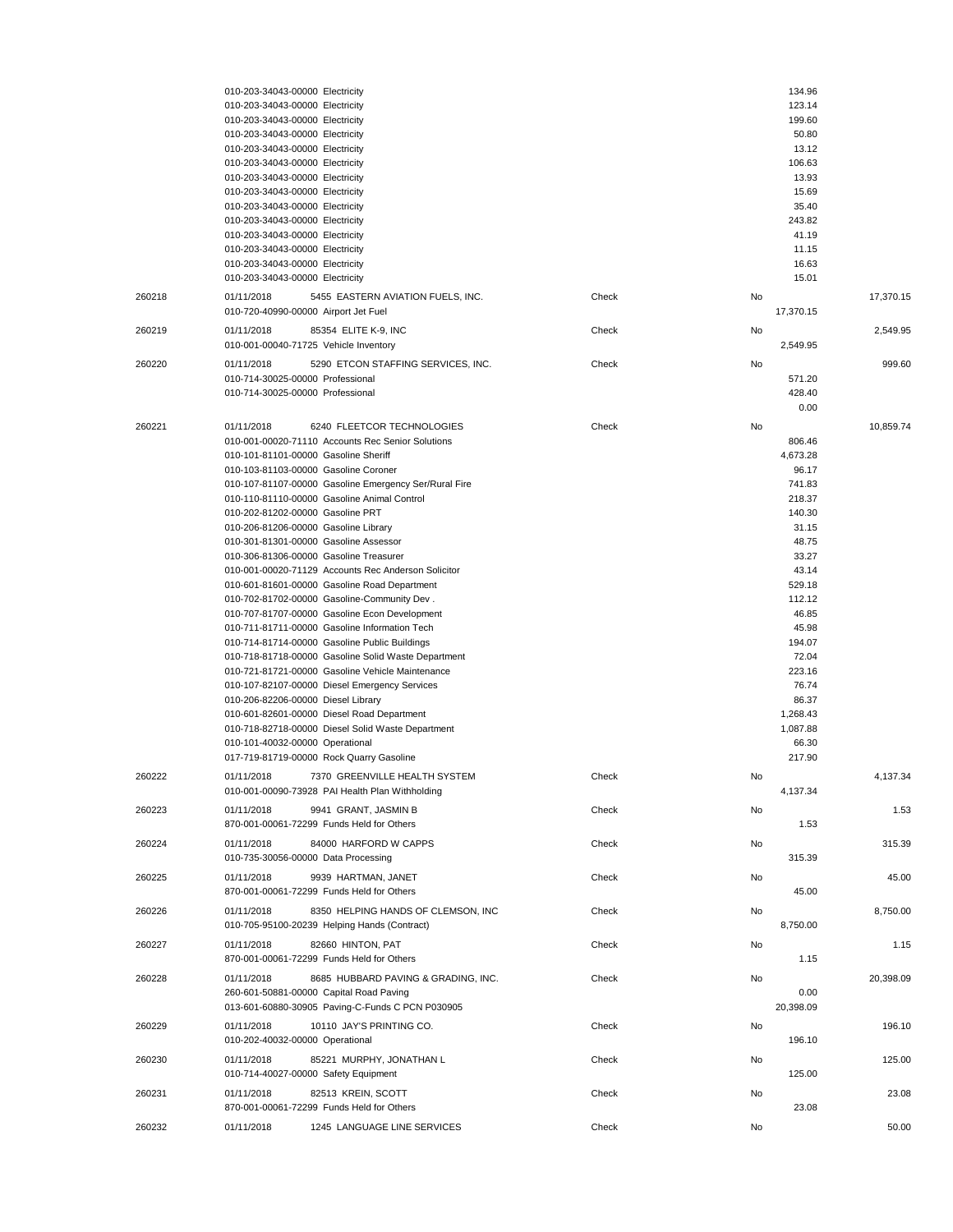| Check # | Date / Account | Vendor / Description | Type | Void | Line Amount | Check Amount |
|---|---|---|---|---|---|---|
| | 010-203-34043-00000 | Electricity | | | 134.96 | |
| | 010-203-34043-00000 | Electricity | | | 123.14 | |
| | 010-203-34043-00000 | Electricity | | | 199.60 | |
| | 010-203-34043-00000 | Electricity | | | 50.80 | |
| | 010-203-34043-00000 | Electricity | | | 13.12 | |
| | 010-203-34043-00000 | Electricity | | | 106.63 | |
| | 010-203-34043-00000 | Electricity | | | 13.93 | |
| | 010-203-34043-00000 | Electricity | | | 15.69 | |
| | 010-203-34043-00000 | Electricity | | | 35.40 | |
| | 010-203-34043-00000 | Electricity | | | 243.82 | |
| | 010-203-34043-00000 | Electricity | | | 41.19 | |
| | 010-203-34043-00000 | Electricity | | | 11.15 | |
| | 010-203-34043-00000 | Electricity | | | 16.63 | |
| | 010-203-34043-00000 | Electricity | | | 15.01 | |
| 260218 | 01/11/2018 | 5455 EASTERN AVIATION FUELS, INC. | Check | No | | 17,370.15 |
| | 010-720-40990-00000 | Airport Jet Fuel | | | 17,370.15 | |
| 260219 | 01/11/2018 | 85354 ELITE K-9, INC | Check | No | | 2,549.95 |
| | 010-001-00040-71725 | Vehicle Inventory | | | 2,549.95 | |
| 260220 | 01/11/2018 | 5290 ETCON STAFFING SERVICES, INC. | Check | No | | 999.60 |
| | 010-714-30025-00000 | Professional | | | 571.20 | |
| | 010-714-30025-00000 | Professional | | | 428.40 | |
| | | | | | 0.00 | |
| 260221 | 01/11/2018 | 6240 FLEETCOR TECHNOLOGIES | Check | No | | 10,859.74 |
| | 010-001-00020-71110 | Accounts Rec Senior Solutions | | | 806.46 | |
| | 010-101-81101-00000 | Gasoline Sheriff | | | 4,673.28 | |
| | 010-103-81103-00000 | Gasoline Coroner | | | 96.17 | |
| | 010-107-81107-00000 | Gasoline Emergency Ser/Rural Fire | | | 741.83 | |
| | 010-110-81110-00000 | Gasoline Animal Control | | | 218.37 | |
| | 010-202-81202-00000 | Gasoline PRT | | | 140.30 | |
| | 010-206-81206-00000 | Gasoline Library | | | 31.15 | |
| | 010-301-81301-00000 | Gasoline Assessor | | | 48.75 | |
| | 010-306-81306-00000 | Gasoline Treasurer | | | 33.27 | |
| | 010-001-00020-71129 | Accounts Rec Anderson Solicitor | | | 43.14 | |
| | 010-601-81601-00000 | Gasoline Road Department | | | 529.18 | |
| | 010-702-81702-00000 | Gasoline-Community Dev . | | | 112.12 | |
| | 010-707-81707-00000 | Gasoline Econ Development | | | 46.85 | |
| | 010-711-81711-00000 | Gasoline Information Tech | | | 45.98 | |
| | 010-714-81714-00000 | Gasoline Public Buildings | | | 194.07 | |
| | 010-718-81718-00000 | Gasoline Solid Waste Department | | | 72.04 | |
| | 010-721-81721-00000 | Gasoline Vehicle Maintenance | | | 223.16 | |
| | 010-107-82107-00000 | Diesel Emergency Services | | | 76.74 | |
| | 010-206-82206-00000 | Diesel Library | | | 86.37 | |
| | 010-601-82601-00000 | Diesel Road Department | | | 1,268.43 | |
| | 010-718-82718-00000 | Diesel Solid Waste Department | | | 1,087.88 | |
| | 010-101-40032-00000 | Operational | | | 66.30 | |
| | 017-719-81719-00000 | Rock Quarry Gasoline | | | 217.90 | |
| 260222 | 01/11/2018 | 7370 GREENVILLE HEALTH SYSTEM | Check | No | | 4,137.34 |
| | 010-001-00090-73928 | PAI Health Plan Withholding | | | 4,137.34 | |
| 260223 | 01/11/2018 | 9941 GRANT, JASMIN B | Check | No | | 1.53 |
| | 870-001-00061-72299 | Funds Held for Others | | | 1.53 | |
| 260224 | 01/11/2018 | 84000 HARFORD W CAPPS | Check | No | | 315.39 |
| | 010-735-30056-00000 | Data Processing | | | 315.39 | |
| 260225 | 01/11/2018 | 9939 HARTMAN, JANET | Check | No | | 45.00 |
| | 870-001-00061-72299 | Funds Held for Others | | | 45.00 | |
| 260226 | 01/11/2018 | 8350 HELPING HANDS OF CLEMSON, INC | Check | No | | 8,750.00 |
| | 010-705-95100-20239 | Helping Hands (Contract) | | | 8,750.00 | |
| 260227 | 01/11/2018 | 82660 HINTON, PAT | Check | No | | 1.15 |
| | 870-001-00061-72299 | Funds Held for Others | | | 1.15 | |
| 260228 | 01/11/2018 | 8685 HUBBARD PAVING & GRADING, INC. | Check | No | | 20,398.09 |
| | 260-601-50881-00000 | Capital Road Paving | | | 0.00 | |
| | 013-601-60880-30905 | Paving-C-Funds C PCN P030905 | | | 20,398.09 | |
| 260229 | 01/11/2018 | 10110 JAY'S PRINTING CO. | Check | No | | 196.10 |
| | 010-202-40032-00000 | Operational | | | 196.10 | |
| 260230 | 01/11/2018 | 85221 MURPHY, JONATHAN L | Check | No | | 125.00 |
| | 010-714-40027-00000 | Safety Equipment | | | 125.00 | |
| 260231 | 01/11/2018 | 82513 KREIN, SCOTT | Check | No | | 23.08 |
| | 870-001-00061-72299 | Funds Held for Others | | | 23.08 | |
| 260232 | 01/11/2018 | 1245 LANGUAGE LINE SERVICES | Check | No | | 50.00 |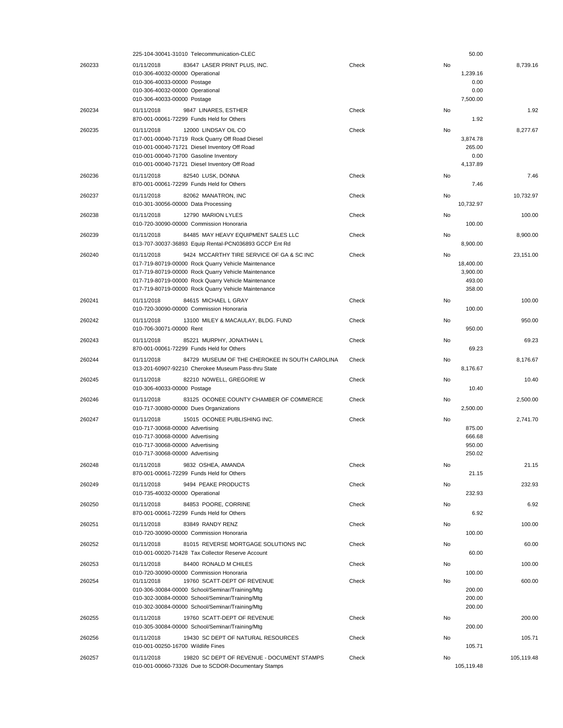| Check # | Date / Vendor / Account | Type | Void | Line Amount | Check Amount |
|---|---|---|---|---|---|
| | 225-104-30041-31010 Telecommunication-CLEC | | | 50.00 | |
| 260233 | 01/11/2018 83647 LASER PRINT PLUS, INC. | Check | No | | 8,739.16 |
| | 010-306-40032-00000 Operational | | | 1,239.16 | |
| | 010-306-40033-00000 Postage | | | 0.00 | |
| | 010-306-40032-00000 Operational | | | 0.00 | |
| | 010-306-40033-00000 Postage | | | 7,500.00 | |
| 260234 | 01/11/2018 9847 LINARES, ESTHER | Check | No | | 1.92 |
| | 870-001-00061-72299 Funds Held for Others | | | 1.92 | |
| 260235 | 01/11/2018 12000 LINDSAY OIL CO | Check | No | | 8,277.67 |
| | 017-001-00040-71719 Rock Quarry Off Road Diesel | | | 3,874.78 | |
| | 010-001-00040-71721 Diesel Inventory Off Road | | | 265.00 | |
| | 010-001-00040-71700 Gasoline Inventory | | | 0.00 | |
| | 010-001-00040-71721 Diesel Inventory Off Road | | | 4,137.89 | |
| 260236 | 01/11/2018 82540 LUSK, DONNA | Check | No | | 7.46 |
| | 870-001-00061-72299 Funds Held for Others | | | 7.46 | |
| 260237 | 01/11/2018 82062 MANATRON, INC | Check | No | | 10,732.97 |
| | 010-301-30056-00000 Data Processing | | | 10,732.97 | |
| 260238 | 01/11/2018 12790 MARION LYLES | Check | No | | 100.00 |
| | 010-720-30090-00000 Commission Honoraria | | | 100.00 | |
| 260239 | 01/11/2018 84485 MAY HEAVY EQUIPMENT SALES LLC | Check | No | | 8,900.00 |
| | 013-707-30037-36893 Equip Rental-PCN036893 GCCP Ent Rd | | | 8,900.00 | |
| 260240 | 01/11/2018 9424 MCCARTHY TIRE SERVICE OF GA & SC INC | Check | No | | 23,151.00 |
| | 017-719-80719-00000 Rock Quarry Vehicle Maintenance | | | 18,400.00 | |
| | 017-719-80719-00000 Rock Quarry Vehicle Maintenance | | | 3,900.00 | |
| | 017-719-80719-00000 Rock Quarry Vehicle Maintenance | | | 493.00 | |
| | 017-719-80719-00000 Rock Quarry Vehicle Maintenance | | | 358.00 | |
| 260241 | 01/11/2018 84615 MICHAEL L GRAY | Check | No | | 100.00 |
| | 010-720-30090-00000 Commission Honoraria | | | 100.00 | |
| 260242 | 01/11/2018 13100 MILEY & MACAULAY, BLDG. FUND | Check | No | | 950.00 |
| | 010-706-30071-00000 Rent | | | 950.00 | |
| 260243 | 01/11/2018 85221 MURPHY, JONATHAN L | Check | No | | 69.23 |
| | 870-001-00061-72299 Funds Held for Others | | | 69.23 | |
| 260244 | 01/11/2018 84729 MUSEUM OF THE CHEROKEE IN SOUTH CAROLINA | Check | No | | 8,176.67 |
| | 013-201-60907-92210 Cherokee Museum Pass-thru State | | | 8,176.67 | |
| 260245 | 01/11/2018 82210 NOWELL, GREGORIE W | Check | No | | 10.40 |
| | 010-306-40033-00000 Postage | | | 10.40 | |
| 260246 | 01/11/2018 83125 OCONEE COUNTY CHAMBER OF COMMERCE | Check | No | | 2,500.00 |
| | 010-717-30080-00000 Dues Organizations | | | 2,500.00 | |
| 260247 | 01/11/2018 15015 OCONEE PUBLISHING INC. | Check | No | | 2,741.70 |
| | 010-717-30068-00000 Advertising | | | 875.00 | |
| | 010-717-30068-00000 Advertising | | | 666.68 | |
| | 010-717-30068-00000 Advertising | | | 950.00 | |
| | 010-717-30068-00000 Advertising | | | 250.02 | |
| 260248 | 01/11/2018 9832 OSHEA, AMANDA | Check | No | | 21.15 |
| | 870-001-00061-72299 Funds Held for Others | | | 21.15 | |
| 260249 | 01/11/2018 9494 PEAKE PRODUCTS | Check | No | | 232.93 |
| | 010-735-40032-00000 Operational | | | 232.93 | |
| 260250 | 01/11/2018 84853 POORE, CORRINE | Check | No | | 6.92 |
| | 870-001-00061-72299 Funds Held for Others | | | 6.92 | |
| 260251 | 01/11/2018 83849 RANDY RENZ | Check | No | | 100.00 |
| | 010-720-30090-00000 Commission Honoraria | | | 100.00 | |
| 260252 | 01/11/2018 81015 REVERSE MORTGAGE SOLUTIONS INC | Check | No | | 60.00 |
| | 010-001-00020-71428 Tax Collector Reserve Account | | | 60.00 | |
| 260253 | 01/11/2018 84400 RONALD M CHILES | Check | No | | 100.00 |
| | 010-720-30090-00000 Commission Honoraria | | | 100.00 | |
| 260254 | 01/11/2018 19760 SCATT-DEPT OF REVENUE | Check | No | | 600.00 |
| | 010-306-30084-00000 School/Seminar/Training/Mtg | | | 200.00 | |
| | 010-302-30084-00000 School/Seminar/Training/Mtg | | | 200.00 | |
| | 010-302-30084-00000 School/Seminar/Training/Mtg | | | 200.00 | |
| 260255 | 01/11/2018 19760 SCATT-DEPT OF REVENUE | Check | No | | 200.00 |
| | 010-305-30084-00000 School/Seminar/Training/Mtg | | | 200.00 | |
| 260256 | 01/11/2018 19430 SC DEPT OF NATURAL RESOURCES | Check | No | | 105.71 |
| | 010-001-00250-16700 Wildlife Fines | | | 105.71 | |
| 260257 | 01/11/2018 19820 SC DEPT OF REVENUE - DOCUMENT STAMPS | Check | No | | 105,119.48 |
| | 010-001-00060-73326 Due to SCDOR-Documentary Stamps | | | 105,119.48 | |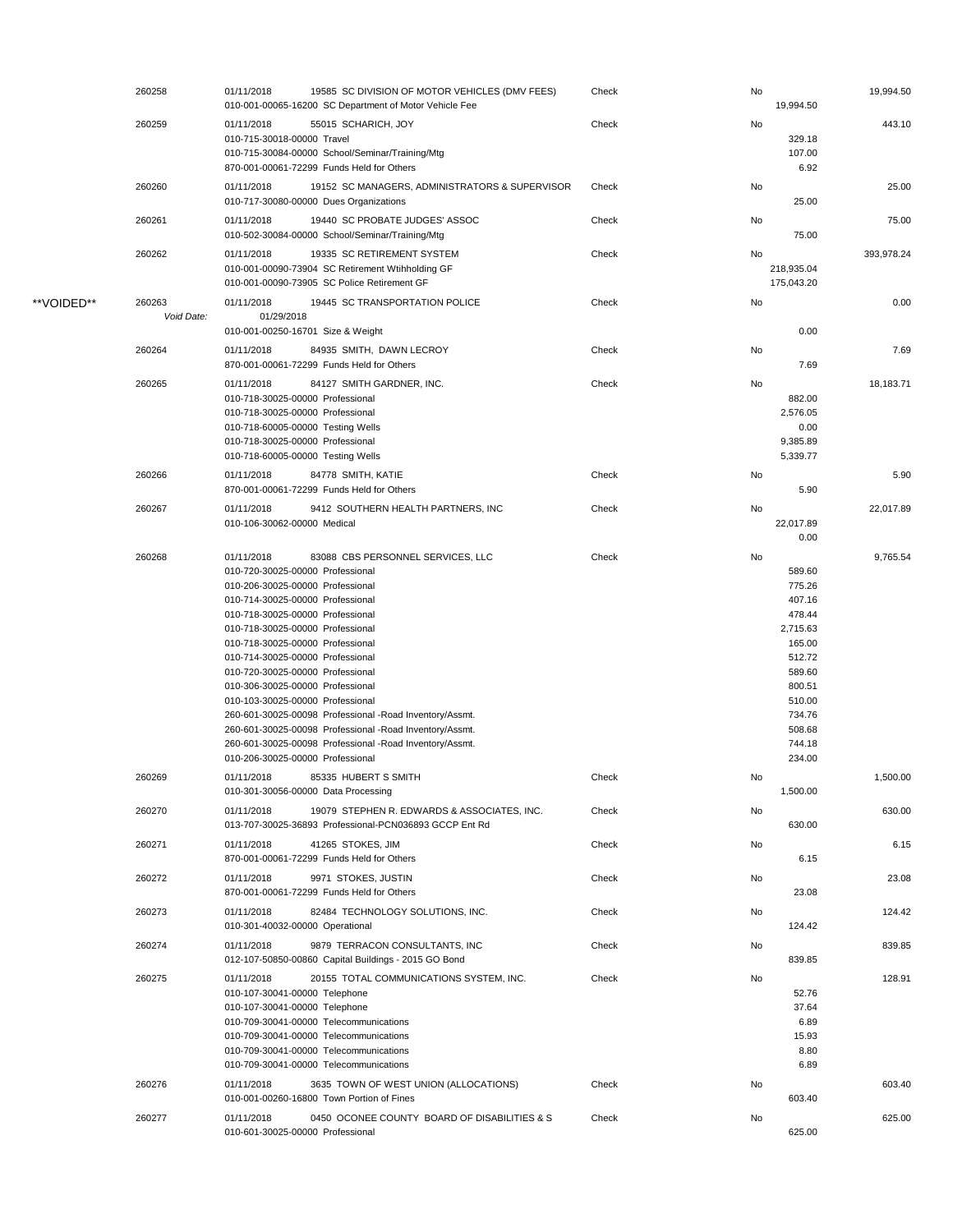| | Check # | Date / Account | Vendor / Description | Type | Void | Line Amount | Total |
|---|---|---|---|---|---|---|---|
| | 260258 | 01/11/2018 | 19585 SC DIVISION OF MOTOR VEHICLES (DMV FEES) | Check | No | | 19,994.50 |
| | | 010-001-00065-16200 | SC Department of Motor Vehicle Fee | | | 19,994.50 | |
| | 260259 | 01/11/2018 | 55015 SCHARICH, JOY | Check | No | | 443.10 |
| | | 010-715-30018-00000 | Travel | | | 329.18 | |
| | | 010-715-30084-00000 | School/Seminar/Training/Mtg | | | 107.00 | |
| | | 870-001-00061-72299 | Funds Held for Others | | | 6.92 | |
| | 260260 | 01/11/2018 | 19152 SC MANAGERS, ADMINISTRATORS & SUPERVISOR | Check | No | | 25.00 |
| | | 010-717-30080-00000 | Dues Organizations | | | 25.00 | |
| | 260261 | 01/11/2018 | 19440 SC PROBATE JUDGES' ASSOC | Check | No | | 75.00 |
| | | 010-502-30084-00000 | School/Seminar/Training/Mtg | | | 75.00 | |
| | 260262 | 01/11/2018 | 19335 SC RETIREMENT SYSTEM | Check | No | | 393,978.24 |
| | | 010-001-00090-73904 | SC Retirement Wtihholding GF | | | 218,935.04 | |
| | | 010-001-00090-73905 | SC Police Retirement GF | | | 175,043.20 | |
| **VOIDED** | 260263 | 01/11/2018 | 19445 SC TRANSPORTATION POLICE | Check | No | | 0.00 |
| | *Void Date:* | 01/29/2018 | | | | | |
| | | 010-001-00250-16701 | Size & Weight | | | 0.00 | |
| | 260264 | 01/11/2018 | 84935 SMITH, DAWN LECROY | Check | No | | 7.69 |
| | | 870-001-00061-72299 | Funds Held for Others | | | 7.69 | |
| | 260265 | 01/11/2018 | 84127 SMITH GARDNER, INC. | Check | No | | 18,183.71 |
| | | 010-718-30025-00000 | Professional | | | 882.00 | |
| | | 010-718-30025-00000 | Professional | | | 2,576.05 | |
| | | 010-718-60005-00000 | Testing Wells | | | 0.00 | |
| | | 010-718-30025-00000 | Professional | | | 9,385.89 | |
| | | 010-718-60005-00000 | Testing Wells | | | 5,339.77 | |
| | 260266 | 01/11/2018 | 84778 SMITH, KATIE | Check | No | | 5.90 |
| | | 870-001-00061-72299 | Funds Held for Others | | | 5.90 | |
| | 260267 | 01/11/2018 | 9412 SOUTHERN HEALTH PARTNERS, INC | Check | No | | 22,017.89 |
| | | 010-106-30062-00000 | Medical | | | 22,017.89 | |
| | | | | | | 0.00 | |
| | 260268 | 01/11/2018 | 83088 CBS PERSONNEL SERVICES, LLC | Check | No | | 9,765.54 |
| | | 010-720-30025-00000 | Professional | | | 589.60 | |
| | | 010-206-30025-00000 | Professional | | | 775.26 | |
| | | 010-714-30025-00000 | Professional | | | 407.16 | |
| | | 010-718-30025-00000 | Professional | | | 478.44 | |
| | | 010-718-30025-00000 | Professional | | | 2,715.63 | |
| | | 010-718-30025-00000 | Professional | | | 165.00 | |
| | | 010-714-30025-00000 | Professional | | | 512.72 | |
| | | 010-720-30025-00000 | Professional | | | 589.60 | |
| | | 010-306-30025-00000 | Professional | | | 800.51 | |
| | | 010-103-30025-00000 | Professional | | | 510.00 | |
| | | 260-601-30025-00098 | Professional -Road Inventory/Assmt. | | | 734.76 | |
| | | 260-601-30025-00098 | Professional -Road Inventory/Assmt. | | | 508.68 | |
| | | 260-601-30025-00098 | Professional -Road Inventory/Assmt. | | | 744.18 | |
| | | 010-206-30025-00000 | Professional | | | 234.00 | |
| | 260269 | 01/11/2018 | 85335 HUBERT S SMITH | Check | No | | 1,500.00 |
| | | 010-301-30056-00000 | Data Processing | | | 1,500.00 | |
| | 260270 | 01/11/2018 | 19079 STEPHEN R. EDWARDS & ASSOCIATES, INC. | Check | No | | 630.00 |
| | | 013-707-30025-36893 | Professional-PCN036893 GCCP Ent Rd | | | 630.00 | |
| | 260271 | 01/11/2018 | 41265 STOKES, JIM | Check | No | | 6.15 |
| | | 870-001-00061-72299 | Funds Held for Others | | | 6.15 | |
| | 260272 | 01/11/2018 | 9971 STOKES, JUSTIN | Check | No | | 23.08 |
| | | 870-001-00061-72299 | Funds Held for Others | | | 23.08 | |
| | 260273 | 01/11/2018 | 82484 TECHNOLOGY SOLUTIONS, INC. | Check | No | | 124.42 |
| | | 010-301-40032-00000 | Operational | | | 124.42 | |
| | 260274 | 01/11/2018 | 9879 TERRACON CONSULTANTS, INC | Check | No | | 839.85 |
| | | 012-107-50850-00860 | Capital Buildings - 2015 GO Bond | | | 839.85 | |
| | 260275 | 01/11/2018 | 20155 TOTAL COMMUNICATIONS SYSTEM, INC. | Check | No | | 128.91 |
| | | 010-107-30041-00000 | Telephone | | | 52.76 | |
| | | 010-107-30041-00000 | Telephone | | | 37.64 | |
| | | 010-709-30041-00000 | Telecommunications | | | 6.89 | |
| | | 010-709-30041-00000 | Telecommunications | | | 15.93 | |
| | | 010-709-30041-00000 | Telecommunications | | | 8.80 | |
| | | 010-709-30041-00000 | Telecommunications | | | 6.89 | |
| | 260276 | 01/11/2018 | 3635 TOWN OF WEST UNION (ALLOCATIONS) | Check | No | | 603.40 |
| | | 010-001-00260-16800 | Town Portion of Fines | | | 603.40 | |
| | 260277 | 01/11/2018 | 0450 OCONEE COUNTY BOARD OF DISABILITIES & S | Check | No | | 625.00 |
| | | 010-601-30025-00000 | Professional | | | 625.00 | |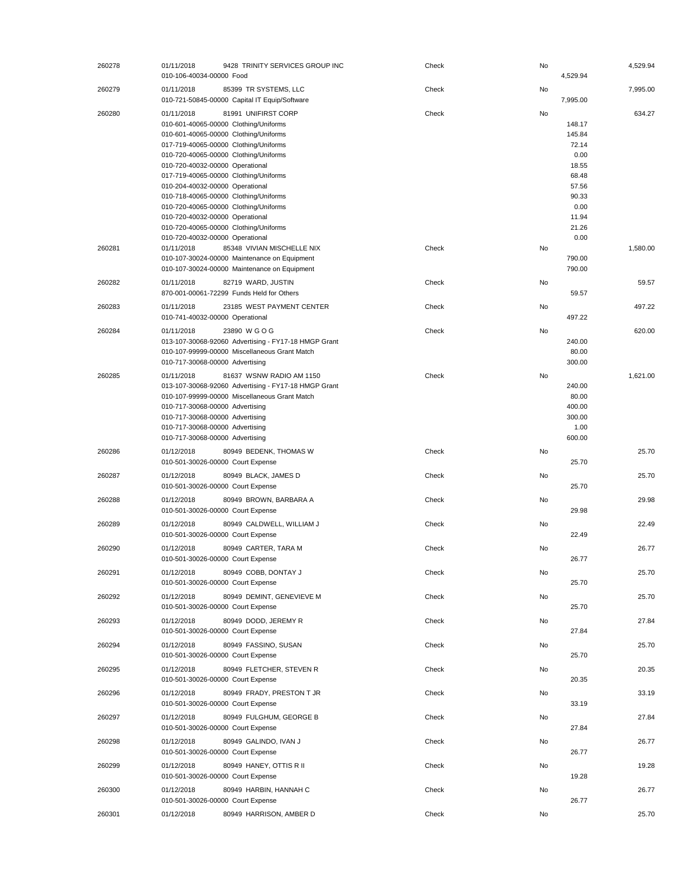| | | | | | | |
|---|---|---|---|---|---|---|
| 260278 | 01/11/2018 | 9428 TRINITY SERVICES GROUP INC | Check | No | | 4,529.94 |
| | 010-106-40034-00000 Food | | | | 4,529.94 | |
| 260279 | 01/11/2018 | 85399 TR SYSTEMS, LLC | Check | No | | 7,995.00 |
| | 010-721-50845-00000 Capital IT Equip/Software | | | | 7,995.00 | |
| 260280 | 01/11/2018 | 81991 UNIFIRST CORP | Check | No | | 634.27 |
| | 010-601-40065-00000 Clothing/Uniforms | | | | 148.17 | |
| | 010-601-40065-00000 Clothing/Uniforms | | | | 145.84 | |
| | 017-719-40065-00000 Clothing/Uniforms | | | | 72.14 | |
| | 010-720-40065-00000 Clothing/Uniforms | | | | 0.00 | |
| | 010-720-40032-00000 Operational | | | | 18.55 | |
| | 017-719-40065-00000 Clothing/Uniforms | | | | 68.48 | |
| | 010-204-40032-00000 Operational | | | | 57.56 | |
| | 010-718-40065-00000 Clothing/Uniforms | | | | 90.33 | |
| | 010-720-40065-00000 Clothing/Uniforms | | | | 0.00 | |
| | 010-720-40032-00000 Operational | | | | 11.94 | |
| | 010-720-40065-00000 Clothing/Uniforms | | | | 21.26 | |
| | 010-720-40032-00000 Operational | | | | 0.00 | |
| 260281 | 01/11/2018 | 85348 VIVIAN MISCHELLE NIX | Check | No | | 1,580.00 |
| | 010-107-30024-00000 Maintenance on Equipment | | | | 790.00 | |
| | 010-107-30024-00000 Maintenance on Equipment | | | | 790.00 | |
| 260282 | 01/11/2018 | 82719 WARD, JUSTIN | Check | No | | 59.57 |
| | 870-001-00061-72299 Funds Held for Others | | | | 59.57 | |
| 260283 | 01/11/2018 | 23185 WEST PAYMENT CENTER | Check | No | | 497.22 |
| | 010-741-40032-00000 Operational | | | | 497.22 | |
| 260284 | 01/11/2018 | 23890 W G O G | Check | No | | 620.00 |
| | 013-107-30068-92060 Advertising - FY17-18 HMGP Grant | | | | 240.00 | |
| | 010-107-99999-00000 Miscellaneous Grant Match | | | | 80.00 | |
| | 010-717-30068-00000 Advertising | | | | 300.00 | |
| 260285 | 01/11/2018 | 81637 WSNW RADIO AM 1150 | Check | No | | 1,621.00 |
| | 013-107-30068-92060 Advertising - FY17-18 HMGP Grant | | | | 240.00 | |
| | 010-107-99999-00000 Miscellaneous Grant Match | | | | 80.00 | |
| | 010-717-30068-00000 Advertising | | | | 400.00 | |
| | 010-717-30068-00000 Advertising | | | | 300.00 | |
| | 010-717-30068-00000 Advertising | | | | 1.00 | |
| | 010-717-30068-00000 Advertising | | | | 600.00 | |
| 260286 | 01/12/2018 | 80949 BEDENK, THOMAS W | Check | No | | 25.70 |
| | 010-501-30026-00000 Court Expense | | | | 25.70 | |
| 260287 | 01/12/2018 | 80949 BLACK, JAMES D | Check | No | | 25.70 |
| | 010-501-30026-00000 Court Expense | | | | 25.70 | |
| 260288 | 01/12/2018 | 80949 BROWN, BARBARA A | Check | No | | 29.98 |
| | 010-501-30026-00000 Court Expense | | | | 29.98 | |
| 260289 | 01/12/2018 | 80949 CALDWELL, WILLIAM J | Check | No | | 22.49 |
| | 010-501-30026-00000 Court Expense | | | | 22.49 | |
| 260290 | 01/12/2018 | 80949 CARTER, TARA M | Check | No | | 26.77 |
| | 010-501-30026-00000 Court Expense | | | | 26.77 | |
| 260291 | 01/12/2018 | 80949 COBB, DONTAY J | Check | No | | 25.70 |
| | 010-501-30026-00000 Court Expense | | | | 25.70 | |
| 260292 | 01/12/2018 | 80949 DEMINT, GENEVIEVE M | Check | No | | 25.70 |
| | 010-501-30026-00000 Court Expense | | | | 25.70 | |
| 260293 | 01/12/2018 | 80949 DODD, JEREMY R | Check | No | | 27.84 |
| | 010-501-30026-00000 Court Expense | | | | 27.84 | |
| 260294 | 01/12/2018 | 80949 FASSINO, SUSAN | Check | No | | 25.70 |
| | 010-501-30026-00000 Court Expense | | | | 25.70 | |
| 260295 | 01/12/2018 | 80949 FLETCHER, STEVEN R | Check | No | | 20.35 |
| | 010-501-30026-00000 Court Expense | | | | 20.35 | |
| 260296 | 01/12/2018 | 80949 FRADY, PRESTON T JR | Check | No | | 33.19 |
| | 010-501-30026-00000 Court Expense | | | | 33.19 | |
| 260297 | 01/12/2018 | 80949 FULGHUM, GEORGE B | Check | No | | 27.84 |
| | 010-501-30026-00000 Court Expense | | | | 27.84 | |
| 260298 | 01/12/2018 | 80949 GALINDO, IVAN J | Check | No | | 26.77 |
| | 010-501-30026-00000 Court Expense | | | | 26.77 | |
| 260299 | 01/12/2018 | 80949 HANEY, OTTIS R II | Check | No | | 19.28 |
| | 010-501-30026-00000 Court Expense | | | | 19.28 | |
| 260300 | 01/12/2018 | 80949 HARBIN, HANNAH C | Check | No | | 26.77 |
| | 010-501-30026-00000 Court Expense | | | | 26.77 | |
| 260301 | 01/12/2018 | 80949 HARRISON, AMBER D | Check | No | | 25.70 |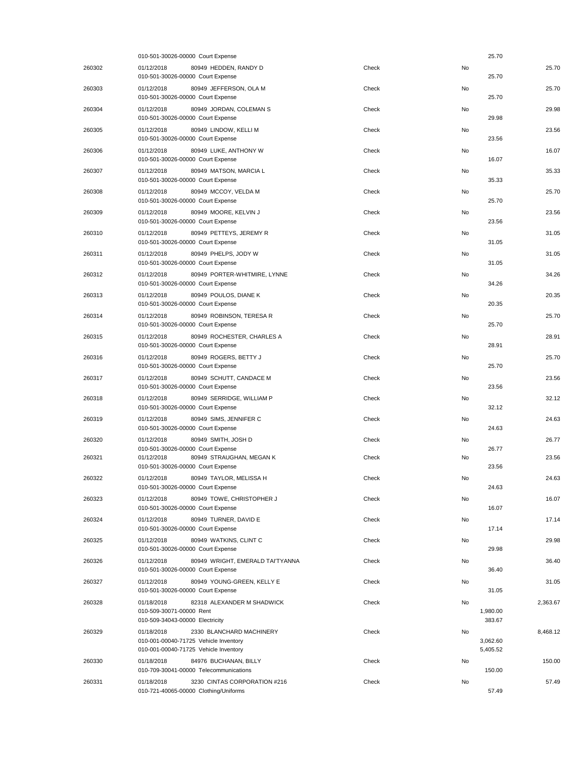| Check # | Date / Account | Vendor / Description | Type | Void | Line Amount | Total |
|---|---|---|---|---|---|---|
| | 010-501-30026-00000 | Court Expense | | | 25.70 | |
| 260302 | 01/12/2018 | 80949 HEDDEN, RANDY D | Check | No | | 25.70 |
| | 010-501-30026-00000 | Court Expense | | | 25.70 | |
| 260303 | 01/12/2018 | 80949 JEFFERSON, OLA M | Check | No | | 25.70 |
| | 010-501-30026-00000 | Court Expense | | | 25.70 | |
| 260304 | 01/12/2018 | 80949 JORDAN, COLEMAN S | Check | No | | 29.98 |
| | 010-501-30026-00000 | Court Expense | | | 29.98 | |
| 260305 | 01/12/2018 | 80949 LINDOW, KELLI M | Check | No | | 23.56 |
| | 010-501-30026-00000 | Court Expense | | | 23.56 | |
| 260306 | 01/12/2018 | 80949 LUKE, ANTHONY W | Check | No | | 16.07 |
| | 010-501-30026-00000 | Court Expense | | | 16.07 | |
| 260307 | 01/12/2018 | 80949 MATSON, MARCIA L | Check | No | | 35.33 |
| | 010-501-30026-00000 | Court Expense | | | 35.33 | |
| 260308 | 01/12/2018 | 80949 MCCOY, VELDA M | Check | No | | 25.70 |
| | 010-501-30026-00000 | Court Expense | | | 25.70 | |
| 260309 | 01/12/2018 | 80949 MOORE, KELVIN J | Check | No | | 23.56 |
| | 010-501-30026-00000 | Court Expense | | | 23.56 | |
| 260310 | 01/12/2018 | 80949 PETTEYS, JEREMY R | Check | No | | 31.05 |
| | 010-501-30026-00000 | Court Expense | | | 31.05 | |
| 260311 | 01/12/2018 | 80949 PHELPS, JODY W | Check | No | | 31.05 |
| | 010-501-30026-00000 | Court Expense | | | 31.05 | |
| 260312 | 01/12/2018 | 80949 PORTER-WHITMIRE, LYNNE | Check | No | | 34.26 |
| | 010-501-30026-00000 | Court Expense | | | 34.26 | |
| 260313 | 01/12/2018 | 80949 POULOS, DIANE K | Check | No | | 20.35 |
| | 010-501-30026-00000 | Court Expense | | | 20.35 | |
| 260314 | 01/12/2018 | 80949 ROBINSON, TERESA R | Check | No | | 25.70 |
| | 010-501-30026-00000 | Court Expense | | | 25.70 | |
| 260315 | 01/12/2018 | 80949 ROCHESTER, CHARLES A | Check | No | | 28.91 |
| | 010-501-30026-00000 | Court Expense | | | 28.91 | |
| 260316 | 01/12/2018 | 80949 ROGERS, BETTY J | Check | No | | 25.70 |
| | 010-501-30026-00000 | Court Expense | | | 25.70 | |
| 260317 | 01/12/2018 | 80949 SCHUTT, CANDACE M | Check | No | | 23.56 |
| | 010-501-30026-00000 | Court Expense | | | 23.56 | |
| 260318 | 01/12/2018 | 80949 SERRIDGE, WILLIAM P | Check | No | | 32.12 |
| | 010-501-30026-00000 | Court Expense | | | 32.12 | |
| 260319 | 01/12/2018 | 80949 SIMS, JENNIFER C | Check | No | | 24.63 |
| | 010-501-30026-00000 | Court Expense | | | 24.63 | |
| 260320 | 01/12/2018 | 80949 SMITH, JOSH D | Check | No | | 26.77 |
| | 010-501-30026-00000 | Court Expense | | | 26.77 | |
| 260321 | 01/12/2018 | 80949 STRAUGHAN, MEGAN K | Check | No | | 23.56 |
| | 010-501-30026-00000 | Court Expense | | | 23.56 | |
| 260322 | 01/12/2018 | 80949 TAYLOR, MELISSA H | Check | No | | 24.63 |
| | 010-501-30026-00000 | Court Expense | | | 24.63 | |
| 260323 | 01/12/2018 | 80949 TOWE, CHRISTOPHER J | Check | No | | 16.07 |
| | 010-501-30026-00000 | Court Expense | | | 16.07 | |
| 260324 | 01/12/2018 | 80949 TURNER, DAVID E | Check | No | | 17.14 |
| | 010-501-30026-00000 | Court Expense | | | 17.14 | |
| 260325 | 01/12/2018 | 80949 WATKINS, CLINT C | Check | No | | 29.98 |
| | 010-501-30026-00000 | Court Expense | | | 29.98 | |
| 260326 | 01/12/2018 | 80949 WRIGHT, EMERALD TAI'TYANNA | Check | No | | 36.40 |
| | 010-501-30026-00000 | Court Expense | | | 36.40 | |
| 260327 | 01/12/2018 | 80949 YOUNG-GREEN, KELLY E | Check | No | | 31.05 |
| | 010-501-30026-00000 | Court Expense | | | 31.05 | |
| 260328 | 01/18/2018 | 82318 ALEXANDER M SHADWICK | Check | No | | 2,363.67 |
| | 010-509-30071-00000 | Rent | | | 1,980.00 | |
| | 010-509-34043-00000 | Electricity | | | 383.67 | |
| 260329 | 01/18/2018 | 2330 BLANCHARD MACHINERY | Check | No | | 8,468.12 |
| | 010-001-00040-71725 | Vehicle Inventory | | | 3,062.60 | |
| | 010-001-00040-71725 | Vehicle Inventory | | | 5,405.52 | |
| 260330 | 01/18/2018 | 84976 BUCHANAN, BILLY | Check | No | | 150.00 |
| | 010-709-30041-00000 | Telecommunications | | | 150.00 | |
| 260331 | 01/18/2018 | 3230 CINTAS CORPORATION #216 | Check | No | | 57.49 |
| | 010-721-40065-00000 | Clothing/Uniforms | | | 57.49 | |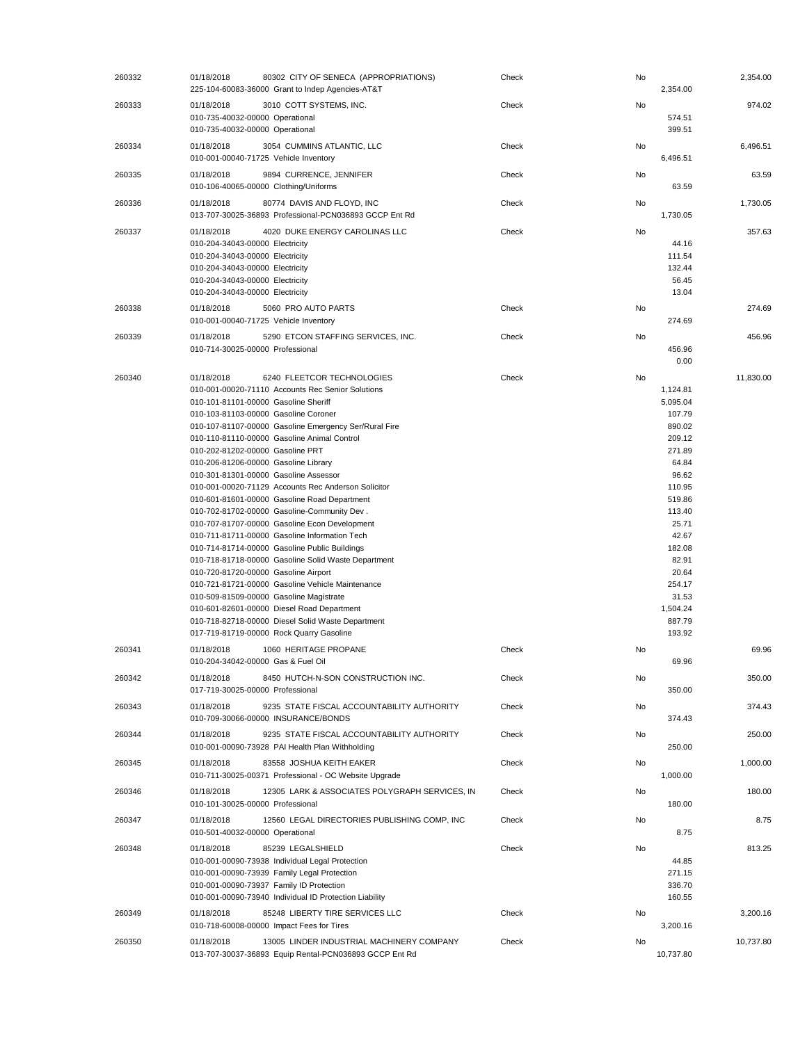| | | | | | | |
|---|---|---|---|---|---|---|
| 260332 | 01/18/2018 | 80302 CITY OF SENECA (APPROPRIATIONS) | Check | No | | 2,354.00 |
| | | 225-104-60083-36000 Grant to Indep Agencies-AT&T | | | 2,354.00 | |
| 260333 | 01/18/2018 | 3010 COTT SYSTEMS, INC. | Check | No | | 974.02 |
| | | 010-735-40032-00000 Operational | | | 574.51 | |
| | | 010-735-40032-00000 Operational | | | 399.51 | |
| 260334 | 01/18/2018 | 3054 CUMMINS ATLANTIC, LLC | Check | No | | 6,496.51 |
| | | 010-001-00040-71725 Vehicle Inventory | | | 6,496.51 | |
| 260335 | 01/18/2018 | 9894 CURRENCE, JENNIFER | Check | No | | 63.59 |
| | | 010-106-40065-00000 Clothing/Uniforms | | | 63.59 | |
| 260336 | 01/18/2018 | 80774 DAVIS AND FLOYD, INC | Check | No | | 1,730.05 |
| | | 013-707-30025-36893 Professional-PCN036893 GCCP Ent Rd | | | 1,730.05 | |
| 260337 | 01/18/2018 | 4020 DUKE ENERGY CAROLINAS LLC | Check | No | | 357.63 |
| | | 010-204-34043-00000 Electricity | | | 44.16 | |
| | | 010-204-34043-00000 Electricity | | | 111.54 | |
| | | 010-204-34043-00000 Electricity | | | 132.44 | |
| | | 010-204-34043-00000 Electricity | | | 56.45 | |
| | | 010-204-34043-00000 Electricity | | | 13.04 | |
| 260338 | 01/18/2018 | 5060 PRO AUTO PARTS | Check | No | | 274.69 |
| | | 010-001-00040-71725 Vehicle Inventory | | | 274.69 | |
| 260339 | 01/18/2018 | 5290 ETCON STAFFING SERVICES, INC. | Check | No | | 456.96 |
| | | 010-714-30025-00000 Professional | | | 456.96 | |
| | | | | | 0.00 | |
| 260340 | 01/18/2018 | 6240 FLEETCOR TECHNOLOGIES | Check | No | | 11,830.00 |
| | | 010-001-00020-71110 Accounts Rec Senior Solutions | | | 1,124.81 | |
| | | 010-101-81101-00000 Gasoline Sheriff | | | 5,095.04 | |
| | | 010-103-81103-00000 Gasoline Coroner | | | 107.79 | |
| | | 010-107-81107-00000 Gasoline Emergency Ser/Rural Fire | | | 890.02 | |
| | | 010-110-81110-00000 Gasoline Animal Control | | | 209.12 | |
| | | 010-202-81202-00000 Gasoline PRT | | | 271.89 | |
| | | 010-206-81206-00000 Gasoline Library | | | 64.84 | |
| | | 010-301-81301-00000 Gasoline Assessor | | | 96.62 | |
| | | 010-001-00020-71129 Accounts Rec Anderson Solicitor | | | 110.95 | |
| | | 010-601-81601-00000 Gasoline Road Department | | | 519.86 | |
| | | 010-702-81702-00000 Gasoline-Community Dev . | | | 113.40 | |
| | | 010-707-81707-00000 Gasoline Econ Development | | | 25.71 | |
| | | 010-711-81711-00000 Gasoline Information Tech | | | 42.67 | |
| | | 010-714-81714-00000 Gasoline Public Buildings | | | 182.08 | |
| | | 010-718-81718-00000 Gasoline Solid Waste Department | | | 82.91 | |
| | | 010-720-81720-00000 Gasoline Airport | | | 20.64 | |
| | | 010-721-81721-00000 Gasoline Vehicle Maintenance | | | 254.17 | |
| | | 010-509-81509-00000 Gasoline Magistrate | | | 31.53 | |
| | | 010-601-82601-00000 Diesel Road Department | | | 1,504.24 | |
| | | 010-718-82718-00000 Diesel Solid Waste Department | | | 887.79 | |
| | | 017-719-81719-00000 Rock Quarry Gasoline | | | 193.92 | |
| 260341 | 01/18/2018 | 1060 HERITAGE PROPANE | Check | No | | 69.96 |
| | | 010-204-34042-00000 Gas & Fuel Oil | | | 69.96 | |
| 260342 | 01/18/2018 | 8450 HUTCH-N-SON CONSTRUCTION INC. | Check | No | | 350.00 |
| | | 017-719-30025-00000 Professional | | | 350.00 | |
| 260343 | 01/18/2018 | 9235 STATE FISCAL ACCOUNTABILITY AUTHORITY | Check | No | | 374.43 |
| | | 010-709-30066-00000 INSURANCE/BONDS | | | 374.43 | |
| 260344 | 01/18/2018 | 9235 STATE FISCAL ACCOUNTABILITY AUTHORITY | Check | No | | 250.00 |
| | | 010-001-00090-73928 PAI Health Plan Withholding | | | 250.00 | |
| 260345 | 01/18/2018 | 83558 JOSHUA KEITH EAKER | Check | No | | 1,000.00 |
| | | 010-711-30025-00371 Professional - OC Website Upgrade | | | 1,000.00 | |
| 260346 | 01/18/2018 | 12305 LARK & ASSOCIATES POLYGRAPH SERVICES, IN | Check | No | | 180.00 |
| | | 010-101-30025-00000 Professional | | | 180.00 | |
| 260347 | 01/18/2018 | 12560 LEGAL DIRECTORIES PUBLISHING COMP, INC | Check | No | | 8.75 |
| | | 010-501-40032-00000 Operational | | | 8.75 | |
| 260348 | 01/18/2018 | 85239 LEGALSHIELD | Check | No | | 813.25 |
| | | 010-001-00090-73938 Individual Legal Protection | | | 44.85 | |
| | | 010-001-00090-73939 Family Legal Protection | | | 271.15 | |
| | | 010-001-00090-73937 Family ID Protection | | | 336.70 | |
| | | 010-001-00090-73940 Individual ID Protection Liability | | | 160.55 | |
| 260349 | 01/18/2018 | 85248 LIBERTY TIRE SERVICES LLC | Check | No | | 3,200.16 |
| | | 010-718-60008-00000 Impact Fees for Tires | | | 3,200.16 | |
| 260350 | 01/18/2018 | 13005 LINDER INDUSTRIAL MACHINERY COMPANY | Check | No | | 10,737.80 |
| | | 013-707-30037-36893 Equip Rental-PCN036893 GCCP Ent Rd | | | 10,737.80 | |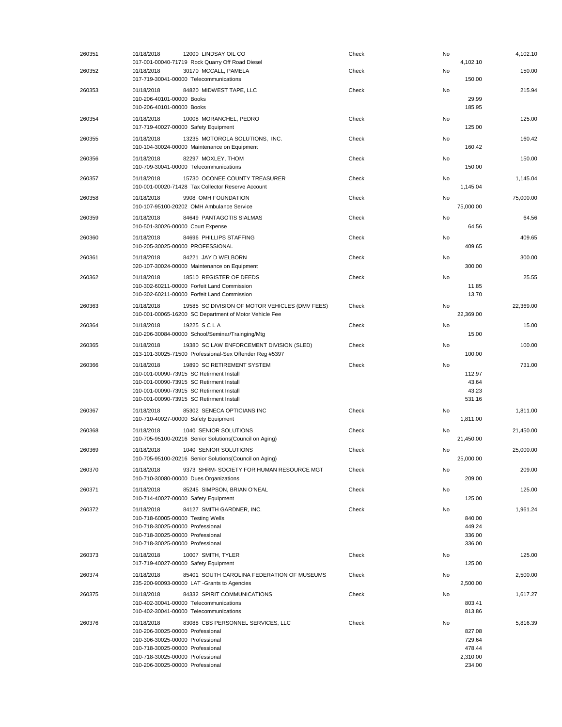| | | | | | | |
|---|---|---|---|---|---|---|
| 260351 | 01/18/2018 | 12000 LINDSAY OIL CO | Check | No | | 4,102.10 |
| | 017-001-00040-71719 Rock Quarry Off Road Diesel | | | | 4,102.10 | |
| 260352 | 01/18/2018 | 30170 MCCALL, PAMELA | Check | No | | 150.00 |
| | 017-719-30041-00000 Telecommunications | | | | 150.00 | |
| 260353 | 01/18/2018 | 84820 MIDWEST TAPE, LLC | Check | No | | 215.94 |
| | 010-206-40101-00000 Books | | | | 29.99 | |
| | 010-206-40101-00000 Books | | | | 185.95 | |
| 260354 | 01/18/2018 | 10008 MORANCHEL, PEDRO | Check | No | | 125.00 |
| | 017-719-40027-00000 Safety Equipment | | | | 125.00 | |
| 260355 | 01/18/2018 | 13235 MOTOROLA SOLUTIONS, INC. | Check | No | | 160.42 |
| | 010-104-30024-00000 Maintenance on Equipment | | | | 160.42 | |
| 260356 | 01/18/2018 | 82297 MOXLEY, THOM | Check | No | | 150.00 |
| | 010-709-30041-00000 Telecommunications | | | | 150.00 | |
| 260357 | 01/18/2018 | 15730 OCONEE COUNTY TREASURER | Check | No | | 1,145.04 |
| | 010-001-00020-71428 Tax Collector Reserve Account | | | | 1,145.04 | |
| 260358 | 01/18/2018 | 9908 OMH FOUNDATION | Check | No | | 75,000.00 |
| | 010-107-95100-20202 OMH Ambulance Service | | | | 75,000.00 | |
| 260359 | 01/18/2018 | 84649 PANTAGOTIS SIALMAS | Check | No | | 64.56 |
| | 010-501-30026-00000 Court Expense | | | | 64.56 | |
| 260360 | 01/18/2018 | 84696 PHILLIPS STAFFING | Check | No | | 409.65 |
| | 010-205-30025-00000 PROFESSIONAL | | | | 409.65 | |
| 260361 | 01/18/2018 | 84221 JAY D WELBORN | Check | No | | 300.00 |
| | 020-107-30024-00000 Maintenance on Equipment | | | | 300.00 | |
| 260362 | 01/18/2018 | 18510 REGISTER OF DEEDS | Check | No | | 25.55 |
| | 010-302-60211-00000 Forfeit Land Commission | | | | 11.85 | |
| | 010-302-60211-00000 Forfeit Land Commission | | | | 13.70 | |
| 260363 | 01/18/2018 | 19585 SC DIVISION OF MOTOR VEHICLES (DMV FEES) | Check | No | | 22,369.00 |
| | 010-001-00065-16200 SC Department of Motor Vehicle Fee | | | | 22,369.00 | |
| 260364 | 01/18/2018 | 19225 S C L A | Check | No | | 15.00 |
| | 010-206-30084-00000 School/Seminar/Trainging/Mtg | | | | 15.00 | |
| 260365 | 01/18/2018 | 19380 SC LAW ENFORCEMENT DIVISION (SLED) | Check | No | | 100.00 |
| | 013-101-30025-71500 Professional-Sex Offender Reg #5397 | | | | 100.00 | |
| 260366 | 01/18/2018 | 19890 SC RETIREMENT SYSTEM | Check | No | | 731.00 |
| | 010-001-00090-73915 SC Retirment Install | | | | 112.97 | |
| | 010-001-00090-73915 SC Retirment Install | | | | 43.64 | |
| | 010-001-00090-73915 SC Retirment Install | | | | 43.23 | |
| | 010-001-00090-73915 SC Retirment Install | | | | 531.16 | |
| 260367 | 01/18/2018 | 85302 SENECA OPTICIANS INC | Check | No | | 1,811.00 |
| | 010-710-40027-00000 Safety Equipment | | | | 1,811.00 | |
| 260368 | 01/18/2018 | 1040 SENIOR SOLUTIONS | Check | No | | 21,450.00 |
| | 010-705-95100-20216 Senior Solutions(Council on Aging) | | | | 21,450.00 | |
| 260369 | 01/18/2018 | 1040 SENIOR SOLUTIONS | Check | No | | 25,000.00 |
| | 010-705-95100-20216 Senior Solutions(Council on Aging) | | | | 25,000.00 | |
| 260370 | 01/18/2018 | 9373 SHRM- SOCIETY FOR HUMAN RESOURCE MGT | Check | No | | 209.00 |
| | 010-710-30080-00000 Dues Organizations | | | | 209.00 | |
| 260371 | 01/18/2018 | 85245 SIMPSON, BRIAN O'NEAL | Check | No | | 125.00 |
| | 010-714-40027-00000 Safety Equipment | | | | 125.00 | |
| 260372 | 01/18/2018 | 84127 SMITH GARDNER, INC. | Check | No | | 1,961.24 |
| | 010-718-60005-00000 Testing Wells | | | | 840.00 | |
| | 010-718-30025-00000 Professional | | | | 449.24 | |
| | 010-718-30025-00000 Professional | | | | 336.00 | |
| | 010-718-30025-00000 Professional | | | | 336.00 | |
| 260373 | 01/18/2018 | 10007 SMITH, TYLER | Check | No | | 125.00 |
| | 017-719-40027-00000 Safety Equipment | | | | 125.00 | |
| 260374 | 01/18/2018 | 85401 SOUTH CAROLINA FEDERATION OF MUSEUMS | Check | No | | 2,500.00 |
| | 235-200-90093-00000 LAT -Grants to Agencies | | | | 2,500.00 | |
| 260375 | 01/18/2018 | 84332 SPIRIT COMMUNICATIONS | Check | No | | 1,617.27 |
| | 010-402-30041-00000 Telecommunications | | | | 803.41 | |
| | 010-402-30041-00000 Telecommunications | | | | 813.86 | |
| 260376 | 01/18/2018 | 83088 CBS PERSONNEL SERVICES, LLC | Check | No | | 5,816.39 |
| | 010-206-30025-00000 Professional | | | | 827.08 | |
| | 010-306-30025-00000 Professional | | | | 729.64 | |
| | 010-718-30025-00000 Professional | | | | 478.44 | |
| | 010-718-30025-00000 Professional | | | | 2,310.00 | |
| | 010-206-30025-00000 Professional | | | | 234.00 | |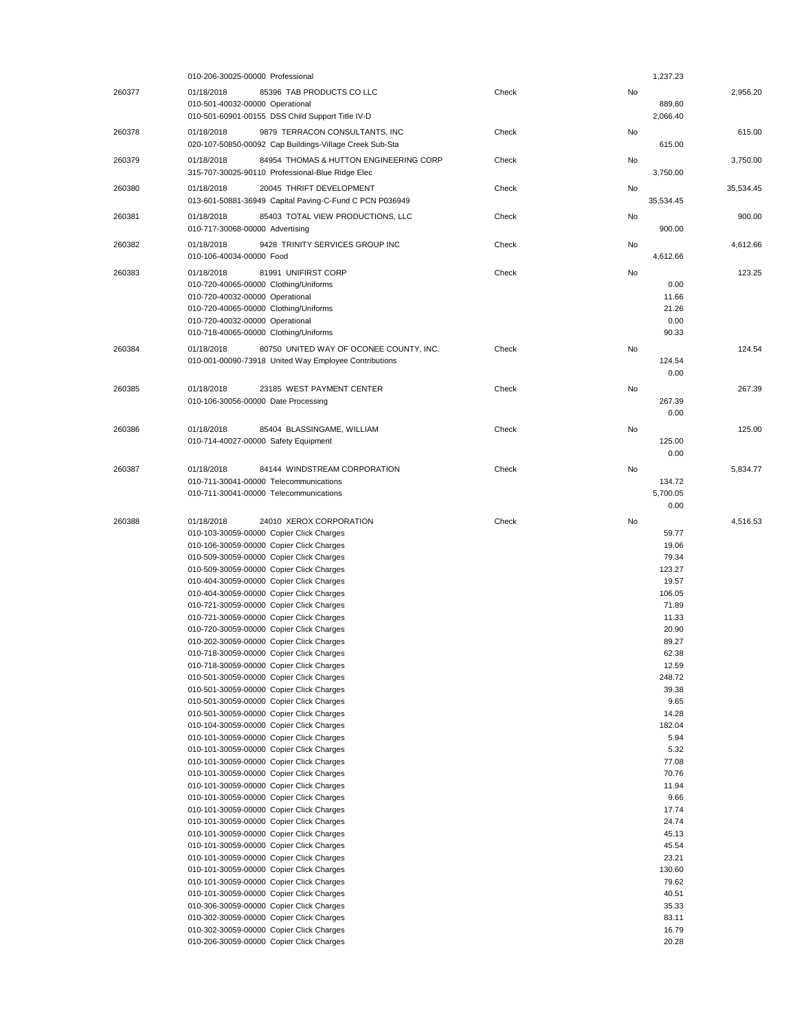| | | | | | |
|---|---|---|---|---|---|
| | 010-206-30025-00000 Professional | | | 1,237.23 | |
| 260377 | 01/18/2018 85396 TAB PRODUCTS CO LLC | Check | No | | 2,956.20 |
| | 010-501-40032-00000 Operational | | | 889.80 | |
| | 010-501-60901-00155 DSS Child Support Title IV-D | | | 2,066.40 | |
| 260378 | 01/18/2018 9879 TERRACON CONSULTANTS, INC | Check | No | | 615.00 |
| | 020-107-50850-00092 Cap Buildings-Village Creek Sub-Sta | | | 615.00 | |
| 260379 | 01/18/2018 84954 THOMAS & HUTTON ENGINEERING CORP | Check | No | | 3,750.00 |
| | 315-707-30025-90110 Professional-Blue Ridge Elec | | | 3,750.00 | |
| 260380 | 01/18/2018 20045 THRIFT DEVELOPMENT | Check | No | | 35,534.45 |
| | 013-601-50881-36949 Capital Paving-C-Fund C PCN P036949 | | | 35,534.45 | |
| 260381 | 01/18/2018 85403 TOTAL VIEW PRODUCTIONS, LLC | Check | No | | 900.00 |
| | 010-717-30068-00000 Advertising | | | 900.00 | |
| 260382 | 01/18/2018 9428 TRINITY SERVICES GROUP INC | Check | No | | 4,612.66 |
| | 010-106-40034-00000 Food | | | 4,612.66 | |
| 260383 | 01/18/2018 81991 UNIFIRST CORP | Check | No | | 123.25 |
| | 010-720-40065-00000 Clothing/Uniforms | | | 0.00 | |
| | 010-720-40032-00000 Operational | | | 11.66 | |
| | 010-720-40065-00000 Clothing/Uniforms | | | 21.26 | |
| | 010-720-40032-00000 Operational | | | 0.00 | |
| | 010-718-40065-00000 Clothing/Uniforms | | | 90.33 | |
| 260384 | 01/18/2018 80750 UNITED WAY OF OCONEE COUNTY, INC. | Check | No | | 124.54 |
| | 010-001-00090-73918 United Way Employee Contributions | | | 124.54 | |
| | | | | 0.00 | |
| 260385 | 01/18/2018 23185 WEST PAYMENT CENTER | Check | No | | 267.39 |
| | 010-106-30056-00000 Date Processing | | | 267.39 | |
| | | | | 0.00 | |
| 260386 | 01/18/2018 85404 BLASSINGAME, WILLIAM | Check | No | | 125.00 |
| | 010-714-40027-00000 Safety Equipment | | | 125.00 | |
| | | | | 0.00 | |
| 260387 | 01/18/2018 84144 WINDSTREAM CORPORATION | Check | No | | 5,834.77 |
| | 010-711-30041-00000 Telecommunications | | | 134.72 | |
| | 010-711-30041-00000 Telecommunications | | | 5,700.05 | |
| | | | | 0.00 | |
| 260388 | 01/18/2018 24010 XEROX CORPORATION | Check | No | | 4,516.53 |
| | 010-103-30059-00000 Copier Click Charges | | | 59.77 | |
| | 010-106-30059-00000 Copier Click Charges | | | 19.06 | |
| | 010-509-30059-00000 Copier Click Charges | | | 79.34 | |
| | 010-509-30059-00000 Copier Click Charges | | | 123.27 | |
| | 010-404-30059-00000 Copier Click Charges | | | 19.57 | |
| | 010-404-30059-00000 Copier Click Charges | | | 106.05 | |
| | 010-721-30059-00000 Copier Click Charges | | | 71.89 | |
| | 010-721-30059-00000 Copier Click Charges | | | 11.33 | |
| | 010-720-30059-00000 Copier Click Charges | | | 20.90 | |
| | 010-202-30059-00000 Copier Click Charges | | | 89.27 | |
| | 010-718-30059-00000 Copier Click Charges | | | 62.38 | |
| | 010-718-30059-00000 Copier Click Charges | | | 12.59 | |
| | 010-501-30059-00000 Copier Click Charges | | | 248.72 | |
| | 010-501-30059-00000 Copier Click Charges | | | 39.38 | |
| | 010-501-30059-00000 Copier Click Charges | | | 9.65 | |
| | 010-501-30059-00000 Copier Click Charges | | | 14.28 | |
| | 010-104-30059-00000 Copier Click Charges | | | 182.04 | |
| | 010-101-30059-00000 Copier Click Charges | | | 5.94 | |
| | 010-101-30059-00000 Copier Click Charges | | | 5.32 | |
| | 010-101-30059-00000 Copier Click Charges | | | 77.08 | |
| | 010-101-30059-00000 Copier Click Charges | | | 70.76 | |
| | 010-101-30059-00000 Copier Click Charges | | | 11.94 | |
| | 010-101-30059-00000 Copier Click Charges | | | 9.66 | |
| | 010-101-30059-00000 Copier Click Charges | | | 17.74 | |
| | 010-101-30059-00000 Copier Click Charges | | | 24.74 | |
| | 010-101-30059-00000 Copier Click Charges | | | 45.13 | |
| | 010-101-30059-00000 Copier Click Charges | | | 45.54 | |
| | 010-101-30059-00000 Copier Click Charges | | | 23.21 | |
| | 010-101-30059-00000 Copier Click Charges | | | 130.60 | |
| | 010-101-30059-00000 Copier Click Charges | | | 79.62 | |
| | 010-101-30059-00000 Copier Click Charges | | | 40.51 | |
| | 010-306-30059-00000 Copier Click Charges | | | 35.33 | |
| | 010-302-30059-00000 Copier Click Charges | | | 83.11 | |
| | 010-302-30059-00000 Copier Click Charges | | | 16.79 | |
| | 010-206-30059-00000 Copier Click Charges | | | 20.28 | |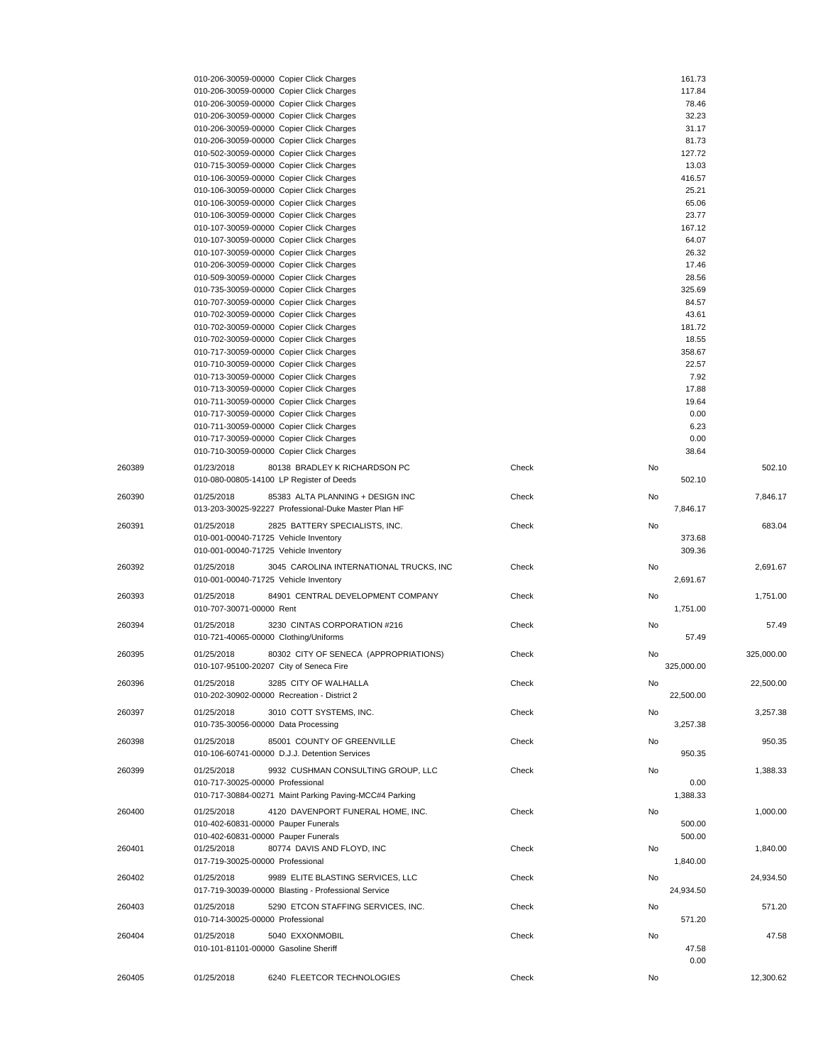| Check # | Date / Account | Vendor / Description | Type | Void | Line Amount | Check Amount |
|---|---|---|---|---|---|---|
| | 010-206-30059-00000 | Copier Click Charges | | | 161.73 | |
| | 010-206-30059-00000 | Copier Click Charges | | | 117.84 | |
| | 010-206-30059-00000 | Copier Click Charges | | | 78.46 | |
| | 010-206-30059-00000 | Copier Click Charges | | | 32.23 | |
| | 010-206-30059-00000 | Copier Click Charges | | | 31.17 | |
| | 010-206-30059-00000 | Copier Click Charges | | | 81.73 | |
| | 010-502-30059-00000 | Copier Click Charges | | | 127.72 | |
| | 010-715-30059-00000 | Copier Click Charges | | | 13.03 | |
| | 010-106-30059-00000 | Copier Click Charges | | | 416.57 | |
| | 010-106-30059-00000 | Copier Click Charges | | | 25.21 | |
| | 010-106-30059-00000 | Copier Click Charges | | | 65.06 | |
| | 010-106-30059-00000 | Copier Click Charges | | | 23.77 | |
| | 010-107-30059-00000 | Copier Click Charges | | | 167.12 | |
| | 010-107-30059-00000 | Copier Click Charges | | | 64.07 | |
| | 010-107-30059-00000 | Copier Click Charges | | | 26.32 | |
| | 010-206-30059-00000 | Copier Click Charges | | | 17.46 | |
| | 010-509-30059-00000 | Copier Click Charges | | | 28.56 | |
| | 010-735-30059-00000 | Copier Click Charges | | | 325.69 | |
| | 010-707-30059-00000 | Copier Click Charges | | | 84.57 | |
| | 010-702-30059-00000 | Copier Click Charges | | | 43.61 | |
| | 010-702-30059-00000 | Copier Click Charges | | | 181.72 | |
| | 010-702-30059-00000 | Copier Click Charges | | | 18.55 | |
| | 010-717-30059-00000 | Copier Click Charges | | | 358.67 | |
| | 010-710-30059-00000 | Copier Click Charges | | | 22.57 | |
| | 010-713-30059-00000 | Copier Click Charges | | | 7.92 | |
| | 010-713-30059-00000 | Copier Click Charges | | | 17.88 | |
| | 010-711-30059-00000 | Copier Click Charges | | | 19.64 | |
| | 010-717-30059-00000 | Copier Click Charges | | | 0.00 | |
| | 010-711-30059-00000 | Copier Click Charges | | | 6.23 | |
| | 010-717-30059-00000 | Copier Click Charges | | | 0.00 | |
| | 010-710-30059-00000 | Copier Click Charges | | | 38.64 | |
| 260389 | 01/23/2018 | 80138 BRADLEY K RICHARDSON PC | Check | No | | 502.10 |
| | 010-080-00805-14100 | LP Register of Deeds | | | 502.10 | |
| 260390 | 01/25/2018 | 85383 ALTA PLANNING + DESIGN INC | Check | No | | 7,846.17 |
| | 013-203-30025-92227 | Professional-Duke Master Plan HF | | | 7,846.17 | |
| 260391 | 01/25/2018 | 2825 BATTERY SPECIALISTS, INC. | Check | No | | 683.04 |
| | 010-001-00040-71725 | Vehicle Inventory | | | 373.68 | |
| | 010-001-00040-71725 | Vehicle Inventory | | | 309.36 | |
| 260392 | 01/25/2018 | 3045 CAROLINA INTERNATIONAL TRUCKS, INC | Check | No | | 2,691.67 |
| | 010-001-00040-71725 | Vehicle Inventory | | | 2,691.67 | |
| 260393 | 01/25/2018 | 84901 CENTRAL DEVELOPMENT COMPANY | Check | No | | 1,751.00 |
| | 010-707-30071-00000 | Rent | | | 1,751.00 | |
| 260394 | 01/25/2018 | 3230 CINTAS CORPORATION #216 | Check | No | | 57.49 |
| | 010-721-40065-00000 | Clothing/Uniforms | | | 57.49 | |
| 260395 | 01/25/2018 | 80302 CITY OF SENECA (APPROPRIATIONS) | Check | No | | 325,000.00 |
| | 010-107-95100-20207 | City of Seneca Fire | | | 325,000.00 | |
| 260396 | 01/25/2018 | 3285 CITY OF WALHALLA | Check | No | | 22,500.00 |
| | 010-202-30902-00000 | Recreation - District 2 | | | 22,500.00 | |
| 260397 | 01/25/2018 | 3010 COTT SYSTEMS, INC. | Check | No | | 3,257.38 |
| | 010-735-30056-00000 | Data Processing | | | 3,257.38 | |
| 260398 | 01/25/2018 | 85001 COUNTY OF GREENVILLE | Check | No | | 950.35 |
| | 010-106-60741-00000 | D.J.J. Detention Services | | | 950.35 | |
| 260399 | 01/25/2018 | 9932 CUSHMAN CONSULTING GROUP, LLC | Check | No | | 1,388.33 |
| | 010-717-30025-00000 | Professional | | | 0.00 | |
| | 010-717-30884-00271 | Maint Parking Paving-MCC#4 Parking | | | 1,388.33 | |
| 260400 | 01/25/2018 | 4120 DAVENPORT FUNERAL HOME, INC. | Check | No | | 1,000.00 |
| | 010-402-60831-00000 | Pauper Funerals | | | 500.00 | |
| | 010-402-60831-00000 | Pauper Funerals | | | 500.00 | |
| 260401 | 01/25/2018 | 80774 DAVIS AND FLOYD, INC | Check | No | | 1,840.00 |
| | 017-719-30025-00000 | Professional | | | 1,840.00 | |
| 260402 | 01/25/2018 | 9989 ELITE BLASTING SERVICES, LLC | Check | No | | 24,934.50 |
| | 017-719-30039-00000 | Blasting - Professional Service | | | 24,934.50 | |
| 260403 | 01/25/2018 | 5290 ETCON STAFFING SERVICES, INC. | Check | No | | 571.20 |
| | 010-714-30025-00000 | Professional | | | 571.20 | |
| 260404 | 01/25/2018 | 5040 EXXONMOBIL | Check | No | | 47.58 |
| | 010-101-81101-00000 | Gasoline Sheriff | | | 47.58 | |
| | | | | | 0.00 | |
| 260405 | 01/25/2018 | 6240 FLEETCOR TECHNOLOGIES | Check | No | | 12,300.62 |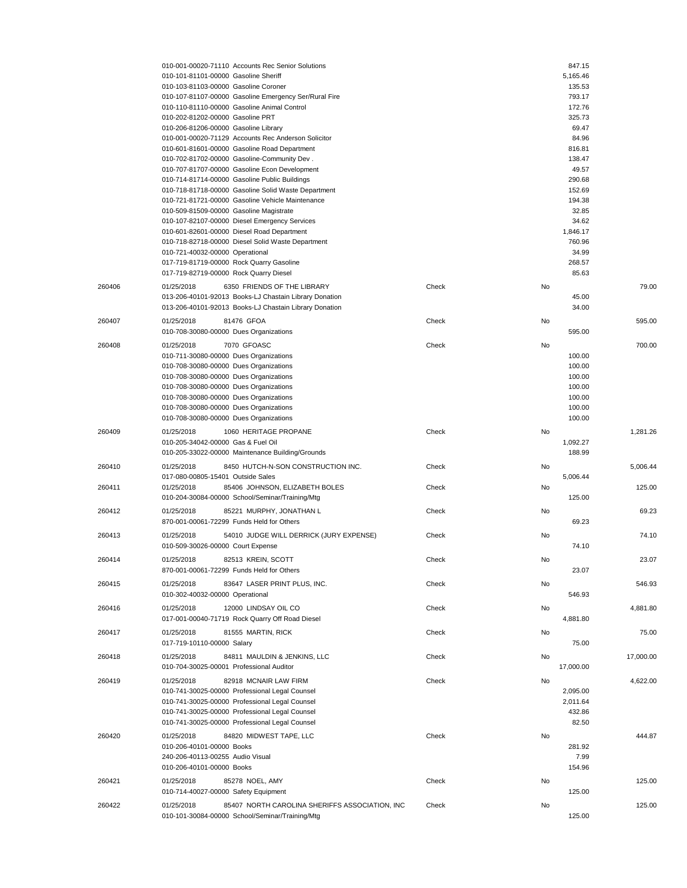| Check # | Date / Vendor / Account | Type | Void | Amount | Total |
|---|---|---|---|---|---|
| | 010-001-00020-71110 Accounts Rec Senior Solutions | | | 847.15 | |
| | 010-101-81101-00000 Gasoline Sheriff | | | 5,165.46 | |
| | 010-103-81103-00000 Gasoline Coroner | | | 135.53 | |
| | 010-107-81107-00000 Gasoline Emergency Ser/Rural Fire | | | 793.17 | |
| | 010-110-81110-00000 Gasoline Animal Control | | | 172.76 | |
| | 010-202-81202-00000 Gasoline PRT | | | 325.73 | |
| | 010-206-81206-00000 Gasoline Library | | | 69.47 | |
| | 010-001-00020-71129 Accounts Rec Anderson Solicitor | | | 84.96 | |
| | 010-601-81601-00000 Gasoline Road Department | | | 816.81 | |
| | 010-702-81702-00000 Gasoline-Community Dev . | | | 138.47 | |
| | 010-707-81707-00000 Gasoline Econ Development | | | 49.57 | |
| | 010-714-81714-00000 Gasoline Public Buildings | | | 290.68 | |
| | 010-718-81718-00000 Gasoline Solid Waste Department | | | 152.69 | |
| | 010-721-81721-00000 Gasoline Vehicle Maintenance | | | 194.38 | |
| | 010-509-81509-00000 Gasoline Magistrate | | | 32.85 | |
| | 010-107-82107-00000 Diesel Emergency Services | | | 34.62 | |
| | 010-601-82601-00000 Diesel Road Department | | | 1,846.17 | |
| | 010-718-82718-00000 Diesel Solid Waste Department | | | 760.96 | |
| | 010-721-40032-00000 Operational | | | 34.99 | |
| | 017-719-81719-00000 Rock Quarry Gasoline | | | 268.57 | |
| | 017-719-82719-00000 Rock Quarry Diesel | | | 85.63 | |
| 260406 | 01/25/2018 6350 FRIENDS OF THE LIBRARY | Check | No | | 79.00 |
| | 013-206-40101-92013 Books-LJ Chastain Library Donation | | | 45.00 | |
| | 013-206-40101-92013 Books-LJ Chastain Library Donation | | | 34.00 | |
| 260407 | 01/25/2018 81476 GFOA | Check | No | | 595.00 |
| | 010-708-30080-00000 Dues Organizations | | | 595.00 | |
| 260408 | 01/25/2018 7070 GFOASC | Check | No | | 700.00 |
| | 010-711-30080-00000 Dues Organizations | | | 100.00 | |
| | 010-708-30080-00000 Dues Organizations | | | 100.00 | |
| | 010-708-30080-00000 Dues Organizations | | | 100.00 | |
| | 010-708-30080-00000 Dues Organizations | | | 100.00 | |
| | 010-708-30080-00000 Dues Organizations | | | 100.00 | |
| | 010-708-30080-00000 Dues Organizations | | | 100.00 | |
| | 010-708-30080-00000 Dues Organizations | | | 100.00 | |
| 260409 | 01/25/2018 1060 HERITAGE PROPANE | Check | No | | 1,281.26 |
| | 010-205-34042-00000 Gas & Fuel Oil | | | 1,092.27 | |
| | 010-205-33022-00000 Maintenance Building/Grounds | | | 188.99 | |
| 260410 | 01/25/2018 8450 HUTCH-N-SON CONSTRUCTION INC. | Check | No | | 5,006.44 |
| | 017-080-00805-15401 Outside Sales | | | 5,006.44 | |
| 260411 | 01/25/2018 85406 JOHNSON, ELIZABETH BOLES | Check | No | | 125.00 |
| | 010-204-30084-00000 School/Seminar/Training/Mtg | | | 125.00 | |
| 260412 | 01/25/2018 85221 MURPHY, JONATHAN L | Check | No | | 69.23 |
| | 870-001-00061-72299 Funds Held for Others | | | 69.23 | |
| 260413 | 01/25/2018 54010 JUDGE WILL DERRICK (JURY EXPENSE) | Check | No | | 74.10 |
| | 010-509-30026-00000 Court Expense | | | 74.10 | |
| 260414 | 01/25/2018 82513 KREIN, SCOTT | Check | No | | 23.07 |
| | 870-001-00061-72299 Funds Held for Others | | | 23.07 | |
| 260415 | 01/25/2018 83647 LASER PRINT PLUS, INC. | Check | No | | 546.93 |
| | 010-302-40032-00000 Operational | | | 546.93 | |
| 260416 | 01/25/2018 12000 LINDSAY OIL CO | Check | No | | 4,881.80 |
| | 017-001-00040-71719 Rock Quarry Off Road Diesel | | | 4,881.80 | |
| 260417 | 01/25/2018 81555 MARTIN, RICK | Check | No | | 75.00 |
| | 017-719-10110-00000 Salary | | | 75.00 | |
| 260418 | 01/25/2018 84811 MAULDIN & JENKINS, LLC | Check | No | | 17,000.00 |
| | 010-704-30025-00001 Professional Auditor | | | 17,000.00 | |
| 260419 | 01/25/2018 82918 MCNAIR LAW FIRM | Check | No | | 4,622.00 |
| | 010-741-30025-00000 Professional Legal Counsel | | | 2,095.00 | |
| | 010-741-30025-00000 Professional Legal Counsel | | | 2,011.64 | |
| | 010-741-30025-00000 Professional Legal Counsel | | | 432.86 | |
| | 010-741-30025-00000 Professional Legal Counsel | | | 82.50 | |
| 260420 | 01/25/2018 84820 MIDWEST TAPE, LLC | Check | No | | 444.87 |
| | 010-206-40101-00000 Books | | | 281.92 | |
| | 240-206-40113-00255 Audio Visual | | | 7.99 | |
| | 010-206-40101-00000 Books | | | 154.96 | |
| 260421 | 01/25/2018 85278 NOEL, AMY | Check | No | | 125.00 |
| | 010-714-40027-00000 Safety Equipment | | | 125.00 | |
| 260422 | 01/25/2018 85407 NORTH CAROLINA SHERIFFS ASSOCIATION, INC | Check | No | | 125.00 |
| | 010-101-30084-00000 School/Seminar/Training/Mtg | | | 125.00 | |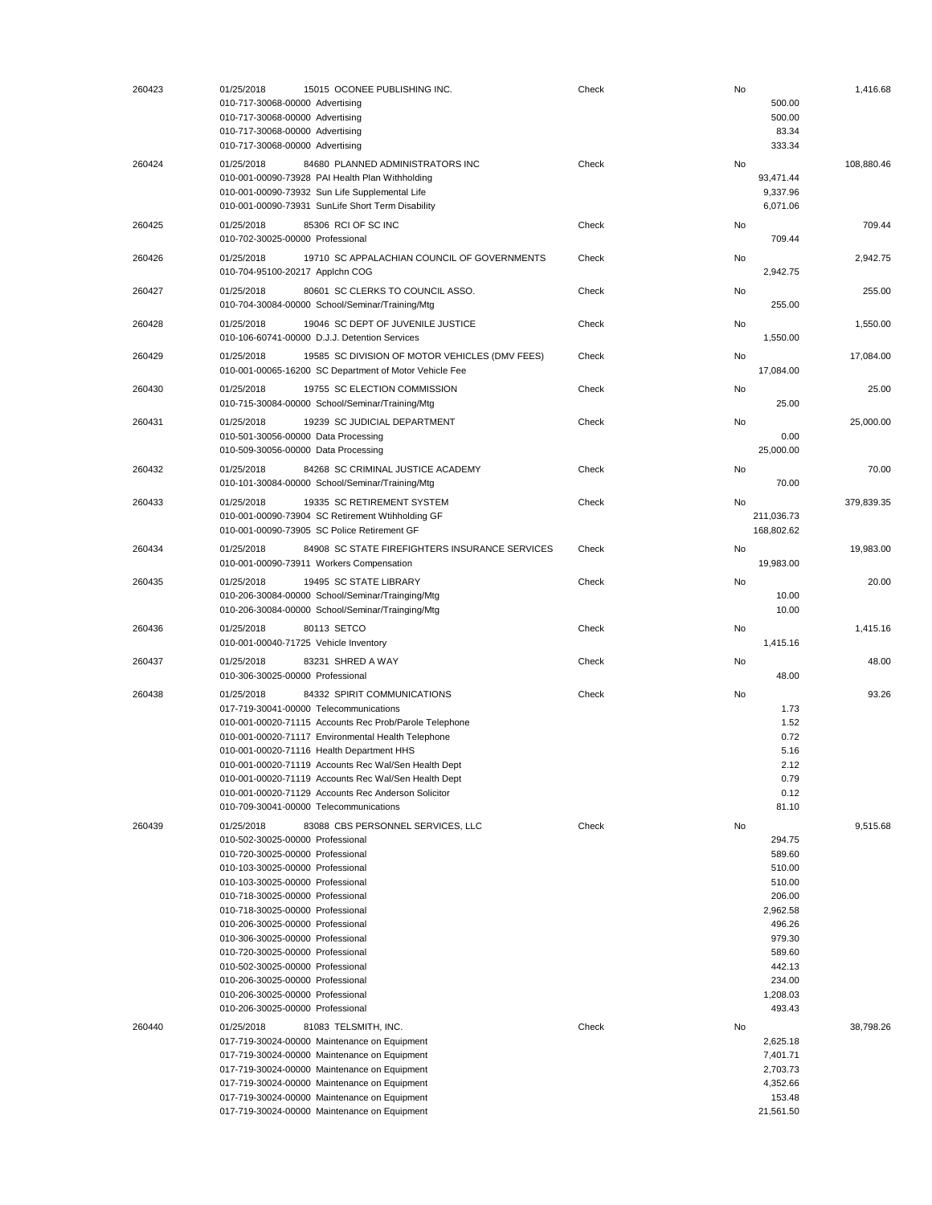| Check # | Date / Vendor / Account | Type | Void | Line Amount | Total |
|---|---|---|---|---|---|
| 260423 | 01/25/2018 15015 OCONEE PUBLISHING INC. | Check | No | | 1,416.68 |
| | 010-717-30068-00000 Advertising | | | 500.00 | |
| | 010-717-30068-00000 Advertising | | | 500.00 | |
| | 010-717-30068-00000 Advertising | | | 83.34 | |
| | 010-717-30068-00000 Advertising | | | 333.34 | |
| 260424 | 01/25/2018 84680 PLANNED ADMINISTRATORS INC | Check | No | | 108,880.46 |
| | 010-001-00090-73928 PAI Health Plan Withholding | | | 93,471.44 | |
| | 010-001-00090-73932 Sun Life Supplemental Life | | | 9,337.96 | |
| | 010-001-00090-73931 SunLife Short Term Disability | | | 6,071.06 | |
| 260425 | 01/25/2018 85306 RCI OF SC INC | Check | No | | 709.44 |
| | 010-702-30025-00000 Professional | | | 709.44 | |
| 260426 | 01/25/2018 19710 SC APPALACHIAN COUNCIL OF GOVERNMENTS | Check | No | | 2,942.75 |
| | 010-704-95100-20217 Applchn COG | | | 2,942.75 | |
| 260427 | 01/25/2018 80601 SC CLERKS TO COUNCIL ASSO. | Check | No | | 255.00 |
| | 010-704-30084-00000 School/Seminar/Training/Mtg | | | 255.00 | |
| 260428 | 01/25/2018 19046 SC DEPT OF JUVENILE JUSTICE | Check | No | | 1,550.00 |
| | 010-106-60741-00000 D.J.J. Detention Services | | | 1,550.00 | |
| 260429 | 01/25/2018 19585 SC DIVISION OF MOTOR VEHICLES (DMV FEES) | Check | No | | 17,084.00 |
| | 010-001-00065-16200 SC Department of Motor Vehicle Fee | | | 17,084.00 | |
| 260430 | 01/25/2018 19755 SC ELECTION COMMISSION | Check | No | | 25.00 |
| | 010-715-30084-00000 School/Seminar/Training/Mtg | | | 25.00 | |
| 260431 | 01/25/2018 19239 SC JUDICIAL DEPARTMENT | Check | No | | 25,000.00 |
| | 010-501-30056-00000 Data Processing | | | 0.00 | |
| | 010-509-30056-00000 Data Processing | | | 25,000.00 | |
| 260432 | 01/25/2018 84268 SC CRIMINAL JUSTICE ACADEMY | Check | No | | 70.00 |
| | 010-101-30084-00000 School/Seminar/Training/Mtg | | | 70.00 | |
| 260433 | 01/25/2018 19335 SC RETIREMENT SYSTEM | Check | No | | 379,839.35 |
| | 010-001-00090-73904 SC Retirement Wtihholding GF | | | 211,036.73 | |
| | 010-001-00090-73905 SC Police Retirement GF | | | 168,802.62 | |
| 260434 | 01/25/2018 84908 SC STATE FIREFIGHTERS INSURANCE SERVICES | Check | No | | 19,983.00 |
| | 010-001-00090-73911 Workers Compensation | | | 19,983.00 | |
| 260435 | 01/25/2018 19495 SC STATE LIBRARY | Check | No | | 20.00 |
| | 010-206-30084-00000 School/Seminar/Trainging/Mtg | | | 10.00 | |
| | 010-206-30084-00000 School/Seminar/Trainging/Mtg | | | 10.00 | |
| 260436 | 01/25/2018 80113 SETCO | Check | No | | 1,415.16 |
| | 010-001-00040-71725 Vehicle Inventory | | | 1,415.16 | |
| 260437 | 01/25/2018 83231 SHRED A WAY | Check | No | | 48.00 |
| | 010-306-30025-00000 Professional | | | 48.00 | |
| 260438 | 01/25/2018 84332 SPIRIT COMMUNICATIONS | Check | No | | 93.26 |
| | 017-719-30041-00000 Telecommunications | | | 1.73 | |
| | 010-001-00020-71115 Accounts Rec Prob/Parole Telephone | | | 1.52 | |
| | 010-001-00020-71117 Environmental Health Telephone | | | 0.72 | |
| | 010-001-00020-71116 Health Department HHS | | | 5.16 | |
| | 010-001-00020-71119 Accounts Rec Wal/Sen Health Dept | | | 2.12 | |
| | 010-001-00020-71119 Accounts Rec Wal/Sen Health Dept | | | 0.79 | |
| | 010-001-00020-71129 Accounts Rec Anderson Solicitor | | | 0.12 | |
| | 010-709-30041-00000 Telecommunications | | | 81.10 | |
| 260439 | 01/25/2018 83088 CBS PERSONNEL SERVICES, LLC | Check | No | | 9,515.68 |
| | 010-502-30025-00000 Professional | | | 294.75 | |
| | 010-720-30025-00000 Professional | | | 589.60 | |
| | 010-103-30025-00000 Professional | | | 510.00 | |
| | 010-103-30025-00000 Professional | | | 510.00 | |
| | 010-718-30025-00000 Professional | | | 206.00 | |
| | 010-718-30025-00000 Professional | | | 2,962.58 | |
| | 010-206-30025-00000 Professional | | | 496.26 | |
| | 010-306-30025-00000 Professional | | | 979.30 | |
| | 010-720-30025-00000 Professional | | | 589.60 | |
| | 010-502-30025-00000 Professional | | | 442.13 | |
| | 010-206-30025-00000 Professional | | | 234.00 | |
| | 010-206-30025-00000 Professional | | | 1,208.03 | |
| | 010-206-30025-00000 Professional | | | 493.43 | |
| 260440 | 01/25/2018 81083 TELSMITH, INC. | Check | No | | 38,798.26 |
| | 017-719-30024-00000 Maintenance on Equipment | | | 2,625.18 | |
| | 017-719-30024-00000 Maintenance on Equipment | | | 7,401.71 | |
| | 017-719-30024-00000 Maintenance on Equipment | | | 2,703.73 | |
| | 017-719-30024-00000 Maintenance on Equipment | | | 4,352.66 | |
| | 017-719-30024-00000 Maintenance on Equipment | | | 153.48 | |
| | 017-719-30024-00000 Maintenance on Equipment | | | 21,561.50 | |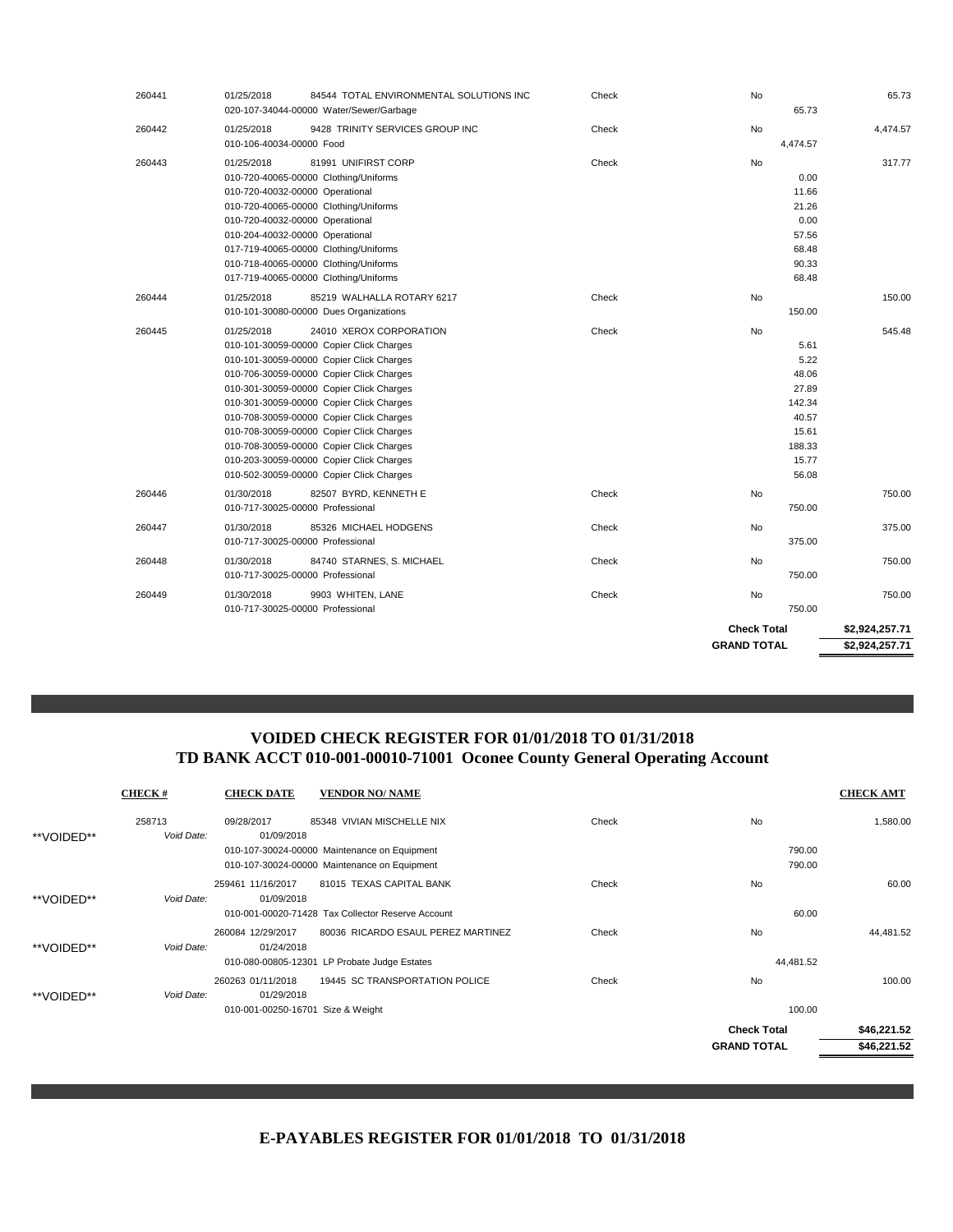| | | | | | | |
|---|---|---|---|---|---|---|
| 260441 | 01/25/2018 | 84544 TOTAL ENVIRONMENTAL SOLUTIONS INC | Check | No | | 65.73 |
| | 020-107-34044-00000 Water/Sewer/Garbage | | | | 65.73 | |
| 260442 | 01/25/2018 | 9428 TRINITY SERVICES GROUP INC | Check | No | | 4,474.57 |
| | 010-106-40034-00000 Food | | | | 4,474.57 | |
| 260443 | 01/25/2018 | 81991 UNIFIRST CORP | Check | No | | 317.77 |
| | 010-720-40065-00000 Clothing/Uniforms | | | | 0.00 | |
| | 010-720-40032-00000 Operational | | | | 11.66 | |
| | 010-720-40065-00000 Clothing/Uniforms | | | | 21.26 | |
| | 010-720-40032-00000 Operational | | | | 0.00 | |
| | 010-204-40032-00000 Operational | | | | 57.56 | |
| | 017-719-40065-00000 Clothing/Uniforms | | | | 68.48 | |
| | 010-718-40065-00000 Clothing/Uniforms | | | | 90.33 | |
| | 017-719-40065-00000 Clothing/Uniforms | | | | 68.48 | |
| 260444 | 01/25/2018 | 85219 WALHALLA ROTARY 6217 | Check | No | | 150.00 |
| | 010-101-30080-00000 Dues Organizations | | | | 150.00 | |
| 260445 | 01/25/2018 | 24010 XEROX CORPORATION | Check | No | | 545.48 |
| | 010-101-30059-00000 Copier Click Charges | | | | 5.61 | |
| | 010-101-30059-00000 Copier Click Charges | | | | 5.22 | |
| | 010-706-30059-00000 Copier Click Charges | | | | 48.06 | |
| | 010-301-30059-00000 Copier Click Charges | | | | 27.89 | |
| | 010-301-30059-00000 Copier Click Charges | | | | 142.34 | |
| | 010-708-30059-00000 Copier Click Charges | | | | 40.57 | |
| | 010-708-30059-00000 Copier Click Charges | | | | 15.61 | |
| | 010-708-30059-00000 Copier Click Charges | | | | 188.33 | |
| | 010-203-30059-00000 Copier Click Charges | | | | 15.77 | |
| | 010-502-30059-00000 Copier Click Charges | | | | 56.08 | |
| 260446 | 01/30/2018 | 82507 BYRD, KENNETH E | Check | No | | 750.00 |
| | 010-717-30025-00000 Professional | | | | 750.00 | |
| 260447 | 01/30/2018 | 85326 MICHAEL HODGENS | Check | No | | 375.00 |
| | 010-717-30025-00000 Professional | | | | 375.00 | |
| 260448 | 01/30/2018 | 84740 STARNES, S. MICHAEL | Check | No | | 750.00 |
| | 010-717-30025-00000 Professional | | | | 750.00 | |
| 260449 | 01/30/2018 | 9903 WHITEN, LANE | Check | No | | 750.00 |
| | 010-717-30025-00000 Professional | | | | 750.00 | |
| | | | | **Check Total** | | **$2,924,257.71** |
| | | | | **GRAND TOTAL** | | **$2,924,257.71** |

## VOIDED CHECK REGISTER FOR 01/01/2018 TO 01/31/2018
## TD BANK ACCT 010-001-00010-71001 Oconee County General Operating Account

| | CHECK # | CHECK DATE | VENDOR NO/ NAME | | | | CHECK AMT |
|---|---|---|---|---|---|---|---|
| | 258713 | 09/28/2017 | 85348 VIVIAN MISCHELLE NIX | Check | No | | 1,580.00 |
| **VOIDED** | *Void Date:* | 01/09/2018 | | | | | |
| | | 010-107-30024-00000 Maintenance on Equipment | | | | 790.00 | |
| | | 010-107-30024-00000 Maintenance on Equipment | | | | 790.00 | |
| | 259461 | 11/16/2017 | 81015 TEXAS CAPITAL BANK | Check | No | | 60.00 |
| **VOIDED** | *Void Date:* | 01/09/2018 | | | | | |
| | | 010-001-00020-71428 Tax Collector Reserve Account | | | | 60.00 | |
| | 260084 | 12/29/2017 | 80036 RICARDO ESAUL PEREZ MARTINEZ | Check | No | | 44,481.52 |
| **VOIDED** | *Void Date:* | 01/24/2018 | | | | | |
| | | 010-080-00805-12301 LP Probate Judge Estates | | | | 44,481.52 | |
| | 260263 | 01/11/2018 | 19445 SC TRANSPORTATION POLICE | Check | No | | 100.00 |
| **VOIDED** | *Void Date:* | 01/29/2018 | | | | | |
| | | 010-001-00250-16701 Size & Weight | | | | 100.00 | |
| | | | | | **Check Total** | | **$46,221.52** |
| | | | | | **GRAND TOTAL** | | **$46,221.52** |

## E-PAYABLES REGISTER FOR 01/01/2018 TO 01/31/2018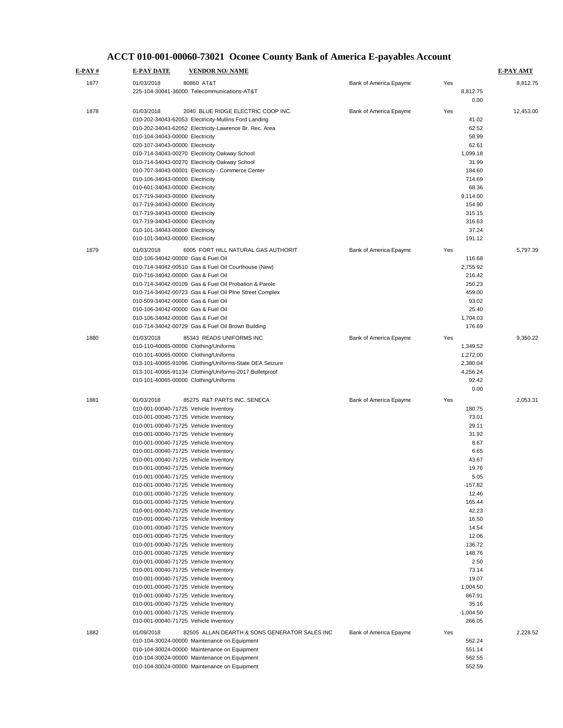# ACCT 010-001-00060-73021 Oconee County Bank of America E-payables Account

| E-PAY # | E-PAY DATE | VENDOR NO/ NAME | | | | E-PAY AMT |
|---|---|---|---|---|---|---|
| 1877 | 01/03/2018 | 80860 AT&T | Bank of America Epayme | Yes | | 8,812.75 |
| | 225-104-30041-36000 | Telecommunications-AT&T | | | 8,812.75 | |
| | | | | | 0.00 | |
| 1878 | 01/03/2018 | 2040 BLUE RIDGE ELECTRIC COOP INC. | Bank of America Epayme | Yes | | 12,453.00 |
| | 010-202-34043-62053 | Electricity-Mullins Ford Landing | | | 41.02 | |
| | 010-202-34043-62052 | Electricity-Lawrence Br. Rec. Area | | | 62.52 | |
| | 010-104-34043-00000 | Electricity | | | 58.99 | |
| | 020-107-34043-00000 | Electricity | | | 62.61 | |
| | 010-714-34043-00270 | Electricity Oakway School | | | 1,099.18 | |
| | 010-714-34043-00270 | Electricity Oakway School | | | 31.99 | |
| | 010-707-34043-00001 | Electricity - Commerce Center | | | 184.60 | |
| | 010-106-34043-00000 | Electricity | | | 714.69 | |
| | 010-601-34043-00000 | Electricity | | | 68.36 | |
| | 017-719-34043-00000 | Electricity | | | 9,114.00 | |
| | 017-719-34043-00000 | Electricity | | | 154.90 | |
| | 017-719-34043-00000 | Electricity | | | 315.15 | |
| | 017-719-34043-00000 | Electricity | | | 316.63 | |
| | 010-101-34043-00000 | Electricity | | | 37.24 | |
| | 010-101-34043-00000 | Electricity | | | 191.12 | |
| 1879 | 01/03/2018 | 6005 FORT HILL NATURAL GAS AUTHORIT | Bank of America Epayme | Yes | | 5,797.39 |
| | 010-106-34042-00000 | Gas & Fuel Oil | | | 116.68 | |
| | 010-714-34042-00510 | Gas & Fuel Oil Courthouse (New) | | | 2,755.92 | |
| | 010-716-34042-00000 | Gas & Fuel Oil | | | 216.42 | |
| | 010-714-34042-00109 | Gas & Fuel Oil Probation & Parole | | | 250.23 | |
| | 010-714-34042-00723 | Gas & Fuel Oil PIne Street Complex | | | 459.00 | |
| | 010-509-34042-00000 | Gas & Fuel Oil | | | 93.02 | |
| | 010-106-34042-00000 | Gas & Fuel Oil | | | 25.40 | |
| | 010-106-34042-00000 | Gas & Fuel Oil | | | 1,704.03 | |
| | 010-714-34042-00729 | Gas & Fuel Oil Brown Building | | | 176.69 | |
| 1880 | 01/03/2018 | 85343 READS UNIFORMS INC | Bank of America Epayme | Yes | | 9,350.22 |
| | 010-110-40065-00000 | Clothing/Uniforms | | | 1,349.52 | |
| | 010-101-40065-00000 | Clothing/Uniforms | | | 1,272.00 | |
| | 013-101-40065-91096 | Clothing/Uniforms-State DEA Seizure | | | 2,380.04 | |
| | 013-101-40065-91134 | Clothing/Uniforms-2017 Bulletproof | | | 4,256.24 | |
| | 010-101-40065-00000 | Clothing/Uniforms | | | 92.42 | |
| | | | | | 0.00 | |
| 1881 | 01/03/2018 | 85275 R&T PARTS INC. SENECA | Bank of America Epayme | Yes | | 2,053.31 |
| | 010-001-00040-71725 | Vehicle Inventory | | | 180.75 | |
| | 010-001-00040-71725 | Vehicle Inventory | | | 73.01 | |
| | 010-001-00040-71725 | Vehicle Inventory | | | 29.11 | |
| | 010-001-00040-71725 | Vehicle Inventory | | | 31.92 | |
| | 010-001-00040-71725 | Vehicle Inventory | | | 8.67 | |
| | 010-001-00040-71725 | Vehicle Inventory | | | 6.65 | |
| | 010-001-00040-71725 | Vehicle Inventory | | | 43.67 | |
| | 010-001-00040-71725 | Vehicle Inventory | | | 19.76 | |
| | 010-001-00040-71725 | Vehicle Inventory | | | 5.05 | |
| | 010-001-00040-71725 | Vehicle Inventory | | | -157.82 | |
| | 010-001-00040-71725 | Vehicle Inventory | | | 12.46 | |
| | 010-001-00040-71725 | Vehicle Inventory | | | 165.44 | |
| | 010-001-00040-71725 | Vehicle Inventory | | | 42.23 | |
| | 010-001-00040-71725 | Vehicle Inventory | | | 16.50 | |
| | 010-001-00040-71725 | Vehicle Inventory | | | 14.54 | |
| | 010-001-00040-71725 | Vehicle Inventory | | | 12.06 | |
| | 010-001-00040-71725 | Vehicle Inventory | | | 136.72 | |
| | 010-001-00040-71725 | Vehicle Inventory | | | 148.76 | |
| | 010-001-00040-71725 | Vehicle Inventory | | | 2.50 | |
| | 010-001-00040-71725 | Vehicle Inventory | | | 73.14 | |
| | 010-001-00040-71725 | Vehicle Inventory | | | 19.07 | |
| | 010-001-00040-71725 | Vehicle Inventory | | | 1,004.50 | |
| | 010-001-00040-71725 | Vehicle Inventory | | | 867.91 | |
| | 010-001-00040-71725 | Vehicle Inventory | | | 35.16 | |
| | 010-001-00040-71725 | Vehicle Inventory | | | -1,004.50 | |
| | 010-001-00040-71725 | Vehicle Inventory | | | 266.05 | |
| 1882 | 01/09/2018 | 82505 ALLAN DEARTH & SONS GENERATOR SALES INC | Bank of America Epayme | Yes | | 2,228.52 |
| | 010-104-30024-00000 | Maintenance on Equipment | | | 562.24 | |
| | 010-104-30024-00000 | Maintenance on Equipment | | | 551.14 | |
| | 010-104-30024-00000 | Maintenance on Equipment | | | 562.55 | |
| | 010-104-30024-00000 | Maintenance on Equipment | | | 552.59 | |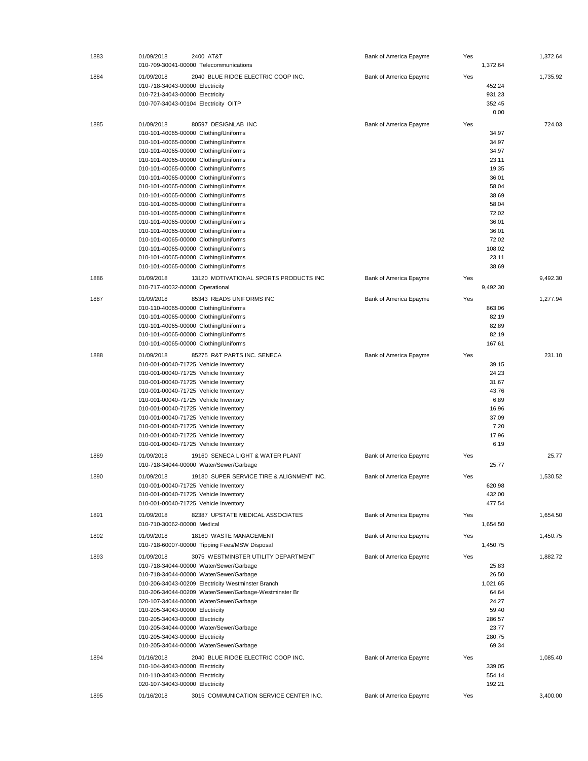| | | | | | | |
|---|---|---|---|---|---|---|
| 1883 | 01/09/2018 | 2400 AT&T | Bank of America Epayme | Yes | | 1,372.64 |
| | 010-709-30041-00000 Telecommunications | | | | 1,372.64 | |
| 1884 | 01/09/2018 | 2040 BLUE RIDGE ELECTRIC COOP INC. | Bank of America Epayme | Yes | | 1,735.92 |
| | 010-718-34043-00000 Electricity | | | | 452.24 | |
| | 010-721-34043-00000 Electricity | | | | 931.23 | |
| | 010-707-34043-00104 Electricity OITP | | | | 352.45 | |
| | | | | | 0.00 | |
| 1885 | 01/09/2018 | 80597 DESIGNLAB INC | Bank of America Epayme | Yes | | 724.03 |
| | 010-101-40065-00000 Clothing/Uniforms | | | | 34.97 | |
| | 010-101-40065-00000 Clothing/Uniforms | | | | 34.97 | |
| | 010-101-40065-00000 Clothing/Uniforms | | | | 34.97 | |
| | 010-101-40065-00000 Clothing/Uniforms | | | | 23.11 | |
| | 010-101-40065-00000 Clothing/Uniforms | | | | 19.35 | |
| | 010-101-40065-00000 Clothing/Uniforms | | | | 36.01 | |
| | 010-101-40065-00000 Clothing/Uniforms | | | | 58.04 | |
| | 010-101-40065-00000 Clothing/Uniforms | | | | 38.69 | |
| | 010-101-40065-00000 Clothing/Uniforms | | | | 58.04 | |
| | 010-101-40065-00000 Clothing/Uniforms | | | | 72.02 | |
| | 010-101-40065-00000 Clothing/Uniforms | | | | 36.01 | |
| | 010-101-40065-00000 Clothing/Uniforms | | | | 36.01 | |
| | 010-101-40065-00000 Clothing/Uniforms | | | | 72.02 | |
| | 010-101-40065-00000 Clothing/Uniforms | | | | 108.02 | |
| | 010-101-40065-00000 Clothing/Uniforms | | | | 23.11 | |
| | 010-101-40065-00000 Clothing/Uniforms | | | | 38.69 | |
| 1886 | 01/09/2018 | 13120 MOTIVATIONAL SPORTS PRODUCTS INC | Bank of America Epayme | Yes | | 9,492.30 |
| | 010-717-40032-00000 Operational | | | | 9,492.30 | |
| 1887 | 01/09/2018 | 85343 READS UNIFORMS INC | Bank of America Epayme | Yes | | 1,277.94 |
| | 010-110-40065-00000 Clothing/Uniforms | | | | 863.06 | |
| | 010-101-40065-00000 Clothing/Uniforms | | | | 82.19 | |
| | 010-101-40065-00000 Clothing/Uniforms | | | | 82.89 | |
| | 010-101-40065-00000 Clothing/Uniforms | | | | 82.19 | |
| | 010-101-40065-00000 Clothing/Uniforms | | | | 167.61 | |
| 1888 | 01/09/2018 | 85275 R&T PARTS INC. SENECA | Bank of America Epayme | Yes | | 231.10 |
| | 010-001-00040-71725 Vehicle Inventory | | | | 39.15 | |
| | 010-001-00040-71725 Vehicle Inventory | | | | 24.23 | |
| | 010-001-00040-71725 Vehicle Inventory | | | | 31.67 | |
| | 010-001-00040-71725 Vehicle Inventory | | | | 43.76 | |
| | 010-001-00040-71725 Vehicle Inventory | | | | 6.89 | |
| | 010-001-00040-71725 Vehicle Inventory | | | | 16.96 | |
| | 010-001-00040-71725 Vehicle Inventory | | | | 37.09 | |
| | 010-001-00040-71725 Vehicle Inventory | | | | 7.20 | |
| | 010-001-00040-71725 Vehicle Inventory | | | | 17.96 | |
| | 010-001-00040-71725 Vehicle Inventory | | | | 6.19 | |
| 1889 | 01/09/2018 | 19160 SENECA LIGHT & WATER PLANT | Bank of America Epayme | Yes | | 25.77 |
| | 010-718-34044-00000 Water/Sewer/Garbage | | | | 25.77 | |
| 1890 | 01/09/2018 | 19180 SUPER SERVICE TIRE & ALIGNMENT INC. | Bank of America Epayme | Yes | | 1,530.52 |
| | 010-001-00040-71725 Vehicle Inventory | | | | 620.98 | |
| | 010-001-00040-71725 Vehicle Inventory | | | | 432.00 | |
| | 010-001-00040-71725 Vehicle Inventory | | | | 477.54 | |
| 1891 | 01/09/2018 | 82387 UPSTATE MEDICAL ASSOCIATES | Bank of America Epayme | Yes | | 1,654.50 |
| | 010-710-30062-00000 Medical | | | | 1,654.50 | |
| 1892 | 01/09/2018 | 18160 WASTE MANAGEMENT | Bank of America Epayme | Yes | | 1,450.75 |
| | 010-718-60007-00000 Tipping Fees/MSW Disposal | | | | 1,450.75 | |
| 1893 | 01/09/2018 | 3075 WESTMINSTER UTILITY DEPARTMENT | Bank of America Epayme | Yes | | 1,882.72 |
| | 010-718-34044-00000 Water/Sewer/Garbage | | | | 25.83 | |
| | 010-718-34044-00000 Water/Sewer/Garbage | | | | 26.50 | |
| | 010-206-34043-00209 Electricity Westminster Branch | | | | 1,021.65 | |
| | 010-206-34044-00209 Water/Sewer/Garbage-Westminster Br | | | | 64.64 | |
| | 020-107-34044-00000 Water/Sewer/Garbage | | | | 24.27 | |
| | 010-205-34043-00000 Electricity | | | | 59.40 | |
| | 010-205-34043-00000 Electricity | | | | 286.57 | |
| | 010-205-34044-00000 Water/Sewer/Garbage | | | | 23.77 | |
| | 010-205-34043-00000 Electricity | | | | 280.75 | |
| | 010-205-34044-00000 Water/Sewer/Garbage | | | | 69.34 | |
| 1894 | 01/16/2018 | 2040 BLUE RIDGE ELECTRIC COOP INC. | Bank of America Epayme | Yes | | 1,085.40 |
| | 010-104-34043-00000 Electricity | | | | 339.05 | |
| | 010-110-34043-00000 Electricity | | | | 554.14 | |
| | 020-107-34043-00000 Electricity | | | | 192.21 | |
| 1895 | 01/16/2018 | 3015 COMMUNICATION SERVICE CENTER INC. | Bank of America Epayme | Yes | | 3,400.00 |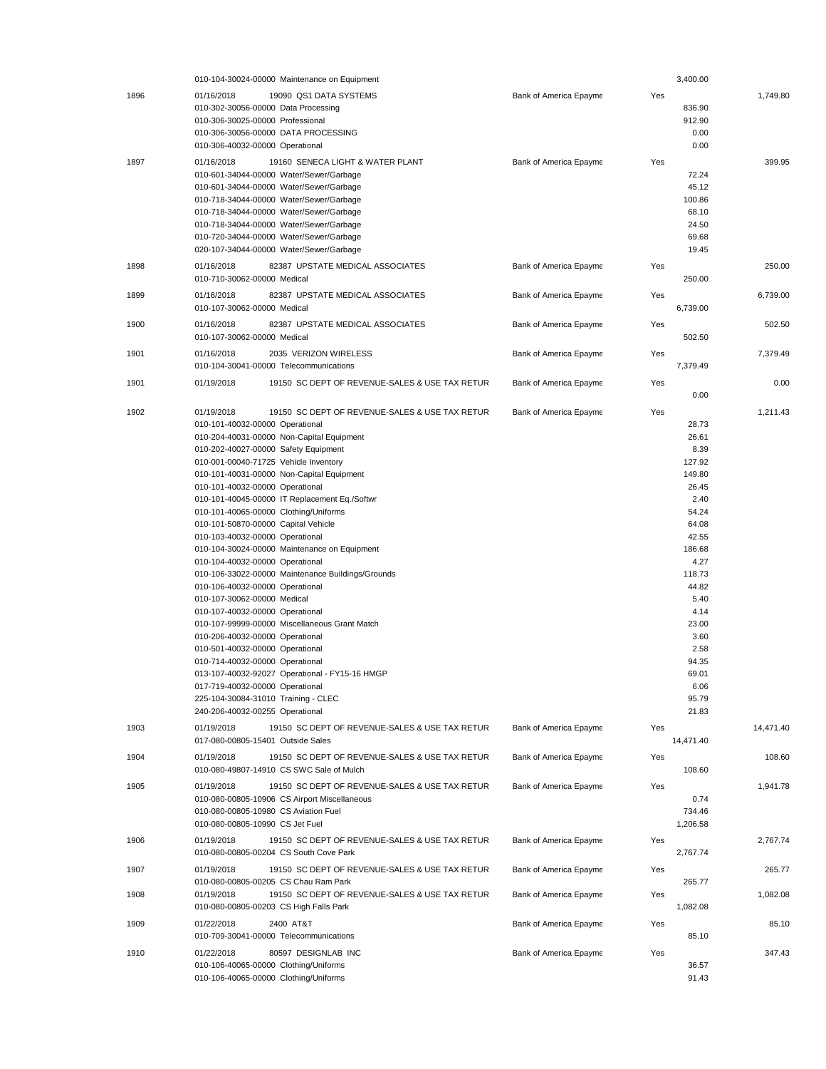| | | | | | |
|---|---|---|---|---|---|
| | 010-104-30024-00000 Maintenance on Equipment | | | 3,400.00 | |
| 1896 | 01/16/2018 19090 QS1 DATA SYSTEMS | Bank of America Epayme | Yes | | 1,749.80 |
| | 010-302-30056-00000 Data Processing | | | 836.90 | |
| | 010-306-30025-00000 Professional | | | 912.90 | |
| | 010-306-30056-00000 DATA PROCESSING | | | 0.00 | |
| | 010-306-40032-00000 Operational | | | 0.00 | |
| 1897 | 01/16/2018 19160 SENECA LIGHT & WATER PLANT | Bank of America Epayme | Yes | | 399.95 |
| | 010-601-34044-00000 Water/Sewer/Garbage | | | 72.24 | |
| | 010-601-34044-00000 Water/Sewer/Garbage | | | 45.12 | |
| | 010-718-34044-00000 Water/Sewer/Garbage | | | 100.86 | |
| | 010-718-34044-00000 Water/Sewer/Garbage | | | 68.10 | |
| | 010-718-34044-00000 Water/Sewer/Garbage | | | 24.50 | |
| | 010-720-34044-00000 Water/Sewer/Garbage | | | 69.68 | |
| | 020-107-34044-00000 Water/Sewer/Garbage | | | 19.45 | |
| 1898 | 01/16/2018 82387 UPSTATE MEDICAL ASSOCIATES | Bank of America Epayme | Yes | | 250.00 |
| | 010-710-30062-00000 Medical | | | 250.00 | |
| 1899 | 01/16/2018 82387 UPSTATE MEDICAL ASSOCIATES | Bank of America Epayme | Yes | | 6,739.00 |
| | 010-107-30062-00000 Medical | | | 6,739.00 | |
| 1900 | 01/16/2018 82387 UPSTATE MEDICAL ASSOCIATES | Bank of America Epayme | Yes | | 502.50 |
| | 010-107-30062-00000 Medical | | | 502.50 | |
| 1901 | 01/16/2018 2035 VERIZON WIRELESS | Bank of America Epayme | Yes | | 7,379.49 |
| | 010-104-30041-00000 Telecommunications | | | 7,379.49 | |
| 1901 | 01/19/2018 19150 SC DEPT OF REVENUE-SALES & USE TAX RETUR | Bank of America Epayme | Yes | | 0.00 |
| | | | | 0.00 | |
| 1902 | 01/19/2018 19150 SC DEPT OF REVENUE-SALES & USE TAX RETUR | Bank of America Epayme | Yes | | 1,211.43 |
| | 010-101-40032-00000 Operational | | | 28.73 | |
| | 010-204-40031-00000 Non-Capital Equipment | | | 26.61 | |
| | 010-202-40027-00000 Safety Equipment | | | 8.39 | |
| | 010-001-00040-71725 Vehicle Inventory | | | 127.92 | |
| | 010-101-40031-00000 Non-Capital Equipment | | | 149.80 | |
| | 010-101-40032-00000 Operational | | | 26.45 | |
| | 010-101-40045-00000 IT Replacement Eq./Softwr | | | 2.40 | |
| | 010-101-40065-00000 Clothing/Uniforms | | | 54.24 | |
| | 010-101-50870-00000 Capital Vehicle | | | 64.08 | |
| | 010-103-40032-00000 Operational | | | 42.55 | |
| | 010-104-30024-00000 Maintenance on Equipment | | | 186.68 | |
| | 010-104-40032-00000 Operational | | | 4.27 | |
| | 010-106-33022-00000 Maintenance Buildings/Grounds | | | 118.73 | |
| | 010-106-40032-00000 Operational | | | 44.82 | |
| | 010-107-30062-00000 Medical | | | 5.40 | |
| | 010-107-40032-00000 Operational | | | 4.14 | |
| | 010-107-99999-00000 Miscellaneous Grant Match | | | 23.00 | |
| | 010-206-40032-00000 Operational | | | 3.60 | |
| | 010-501-40032-00000 Operational | | | 2.58 | |
| | 010-714-40032-00000 Operational | | | 94.35 | |
| | 013-107-40032-92027 Operational - FY15-16 HMGP | | | 69.01 | |
| | 017-719-40032-00000 Operational | | | 6.06 | |
| | 225-104-30084-31010 Training - CLEC | | | 95.79 | |
| | 240-206-40032-00255 Operational | | | 21.83 | |
| 1903 | 01/19/2018 19150 SC DEPT OF REVENUE-SALES & USE TAX RETUR | Bank of America Epayme | Yes | | 14,471.40 |
| | 017-080-00805-15401 Outside Sales | | | 14,471.40 | |
| 1904 | 01/19/2018 19150 SC DEPT OF REVENUE-SALES & USE TAX RETUR | Bank of America Epayme | Yes | | 108.60 |
| | 010-080-49807-14910 CS SWC Sale of Mulch | | | 108.60 | |
| 1905 | 01/19/2018 19150 SC DEPT OF REVENUE-SALES & USE TAX RETUR | Bank of America Epayme | Yes | | 1,941.78 |
| | 010-080-00805-10906 CS Airport Miscellaneous | | | 0.74 | |
| | 010-080-00805-10980 CS Aviation Fuel | | | 734.46 | |
| | 010-080-00805-10990 CS Jet Fuel | | | 1,206.58 | |
| 1906 | 01/19/2018 19150 SC DEPT OF REVENUE-SALES & USE TAX RETUR | Bank of America Epayme | Yes | | 2,767.74 |
| | 010-080-00805-00204 CS South Cove Park | | | 2,767.74 | |
| 1907 | 01/19/2018 19150 SC DEPT OF REVENUE-SALES & USE TAX RETUR | Bank of America Epayme | Yes | | 265.77 |
| | 010-080-00805-00205 CS Chau Ram Park | | | 265.77 | |
| 1908 | 01/19/2018 19150 SC DEPT OF REVENUE-SALES & USE TAX RETUR | Bank of America Epayme | Yes | | 1,082.08 |
| | 010-080-00805-00203 CS High Falls Park | | | 1,082.08 | |
| 1909 | 01/22/2018 2400 AT&T | Bank of America Epayme | Yes | | 85.10 |
| | 010-709-30041-00000 Telecommunications | | | 85.10 | |
| 1910 | 01/22/2018 80597 DESIGNLAB INC | Bank of America Epayme | Yes | | 347.43 |
| | 010-106-40065-00000 Clothing/Uniforms | | | 36.57 | |
| | 010-106-40065-00000 Clothing/Uniforms | | | 91.43 | |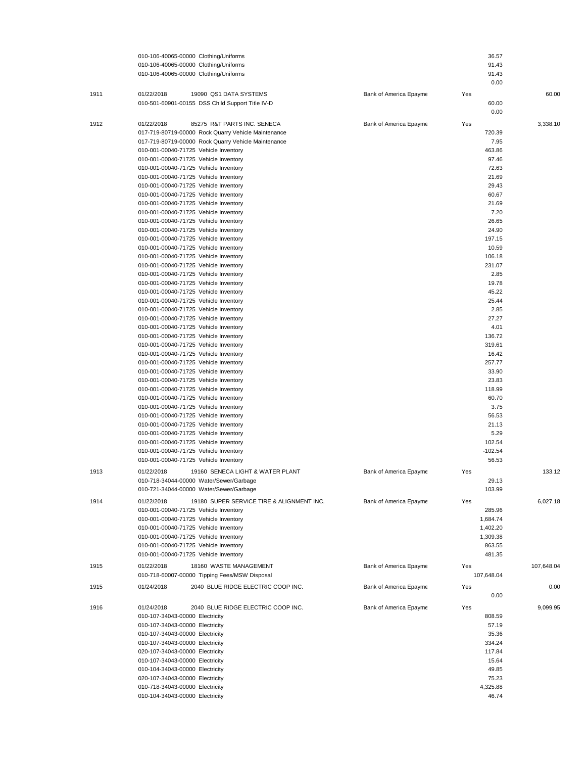| | | | | | |
|---|---|---|---|---|---|
| | 010-106-40065-00000 Clothing/Uniforms | | | 36.57 | |
| | 010-106-40065-00000 Clothing/Uniforms | | | 91.43 | |
| | 010-106-40065-00000 Clothing/Uniforms | | | 91.43 | |
| | | | | 0.00 | |
| 1911 | 01/22/2018 19090 QS1 DATA SYSTEMS | Bank of America Epayme | Yes | | 60.00 |
| | 010-501-60901-00155 DSS Child Support Title IV-D | | | 60.00 | |
| | | | | 0.00 | |
| 1912 | 01/22/2018 85275 R&T PARTS INC. SENECA | Bank of America Epayme | Yes | | 3,338.10 |
| | 017-719-80719-00000 Rock Quarry Vehicle Maintenance | | | 720.39 | |
| | 017-719-80719-00000 Rock Quarry Vehicle Maintenance | | | 7.95 | |
| | 010-001-00040-71725 Vehicle Inventory | | | 463.86 | |
| | 010-001-00040-71725 Vehicle Inventory | | | 97.46 | |
| | 010-001-00040-71725 Vehicle Inventory | | | 72.63 | |
| | 010-001-00040-71725 Vehicle Inventory | | | 21.69 | |
| | 010-001-00040-71725 Vehicle Inventory | | | 29.43 | |
| | 010-001-00040-71725 Vehicle Inventory | | | 60.67 | |
| | 010-001-00040-71725 Vehicle Inventory | | | 21.69 | |
| | 010-001-00040-71725 Vehicle Inventory | | | 7.20 | |
| | 010-001-00040-71725 Vehicle Inventory | | | 26.65 | |
| | 010-001-00040-71725 Vehicle Inventory | | | 24.90 | |
| | 010-001-00040-71725 Vehicle Inventory | | | 197.15 | |
| | 010-001-00040-71725 Vehicle Inventory | | | 10.59 | |
| | 010-001-00040-71725 Vehicle Inventory | | | 106.18 | |
| | 010-001-00040-71725 Vehicle Inventory | | | 231.07 | |
| | 010-001-00040-71725 Vehicle Inventory | | | 2.85 | |
| | 010-001-00040-71725 Vehicle Inventory | | | 19.78 | |
| | 010-001-00040-71725 Vehicle Inventory | | | 45.22 | |
| | 010-001-00040-71725 Vehicle Inventory | | | 25.44 | |
| | 010-001-00040-71725 Vehicle Inventory | | | 2.85 | |
| | 010-001-00040-71725 Vehicle Inventory | | | 27.27 | |
| | 010-001-00040-71725 Vehicle Inventory | | | 4.01 | |
| | 010-001-00040-71725 Vehicle Inventory | | | 136.72 | |
| | 010-001-00040-71725 Vehicle Inventory | | | 319.61 | |
| | 010-001-00040-71725 Vehicle Inventory | | | 16.42 | |
| | 010-001-00040-71725 Vehicle Inventory | | | 257.77 | |
| | 010-001-00040-71725 Vehicle Inventory | | | 33.90 | |
| | 010-001-00040-71725 Vehicle Inventory | | | 23.83 | |
| | 010-001-00040-71725 Vehicle Inventory | | | 118.99 | |
| | 010-001-00040-71725 Vehicle Inventory | | | 60.70 | |
| | 010-001-00040-71725 Vehicle Inventory | | | 3.75 | |
| | 010-001-00040-71725 Vehicle Inventory | | | 56.53 | |
| | 010-001-00040-71725 Vehicle Inventory | | | 21.13 | |
| | 010-001-00040-71725 Vehicle Inventory | | | 5.29 | |
| | 010-001-00040-71725 Vehicle Inventory | | | 102.54 | |
| | 010-001-00040-71725 Vehicle Inventory | | | -102.54 | |
| | 010-001-00040-71725 Vehicle Inventory | | | 56.53 | |
| 1913 | 01/22/2018 19160 SENECA LIGHT & WATER PLANT | Bank of America Epayme | Yes | | 133.12 |
| | 010-718-34044-00000 Water/Sewer/Garbage | | | 29.13 | |
| | 010-721-34044-00000 Water/Sewer/Garbage | | | 103.99 | |
| 1914 | 01/22/2018 19180 SUPER SERVICE TIRE & ALIGNMENT INC. | Bank of America Epayme | Yes | | 6,027.18 |
| | 010-001-00040-71725 Vehicle Inventory | | | 285.96 | |
| | 010-001-00040-71725 Vehicle Inventory | | | 1,684.74 | |
| | 010-001-00040-71725 Vehicle Inventory | | | 1,402.20 | |
| | 010-001-00040-71725 Vehicle Inventory | | | 1,309.38 | |
| | 010-001-00040-71725 Vehicle Inventory | | | 863.55 | |
| | 010-001-00040-71725 Vehicle Inventory | | | 481.35 | |
| 1915 | 01/22/2018 18160 WASTE MANAGEMENT | Bank of America Epayme | Yes | | 107,648.04 |
| | 010-718-60007-00000 Tipping Fees/MSW Disposal | | | 107,648.04 | |
| 1915 | 01/24/2018 2040 BLUE RIDGE ELECTRIC COOP INC. | Bank of America Epayme | Yes | | 0.00 |
| | | | | 0.00 | |
| 1916 | 01/24/2018 2040 BLUE RIDGE ELECTRIC COOP INC. | Bank of America Epayme | Yes | | 9,099.95 |
| | 010-107-34043-00000 Electricity | | | 808.59 | |
| | 010-107-34043-00000 Electricity | | | 57.19 | |
| | 010-107-34043-00000 Electricity | | | 35.36 | |
| | 010-107-34043-00000 Electricity | | | 334.24 | |
| | 020-107-34043-00000 Electricity | | | 117.84 | |
| | 010-107-34043-00000 Electricity | | | 15.64 | |
| | 010-104-34043-00000 Electricity | | | 49.85 | |
| | 020-107-34043-00000 Electricity | | | 75.23 | |
| | 010-718-34043-00000 Electricity | | | 4,325.88 | |
| | 010-104-34043-00000 Electricity | | | 46.74 | |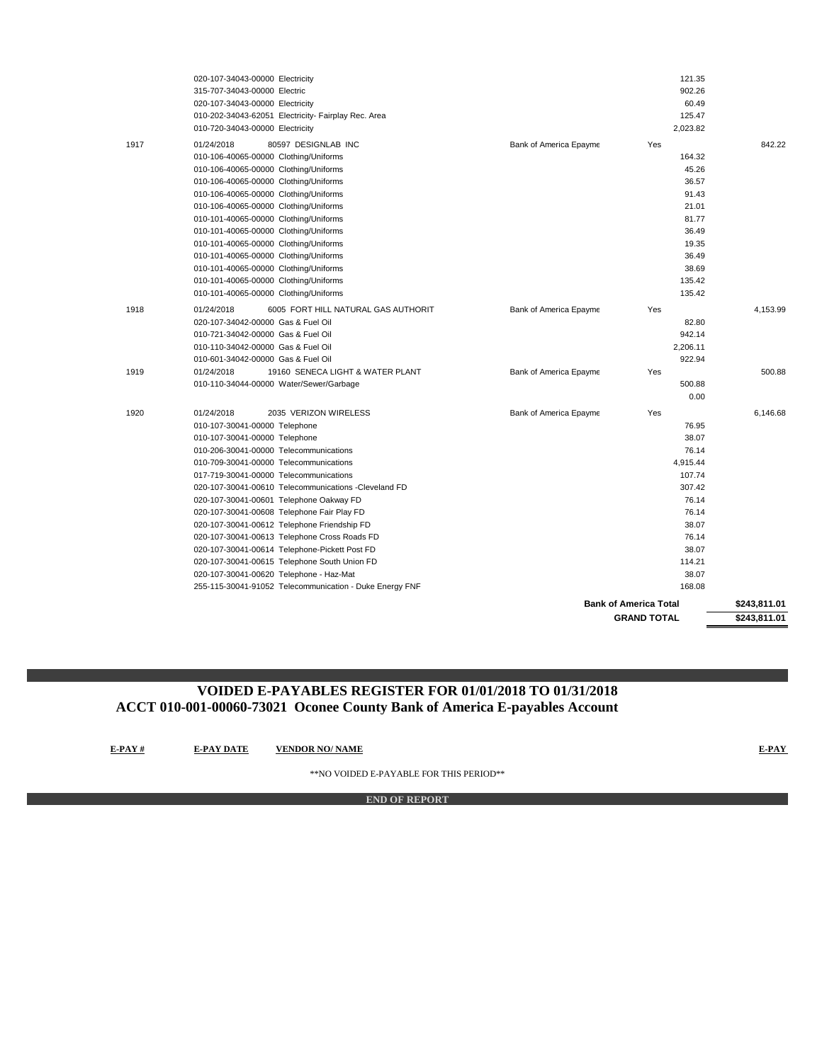| | | | | | |
|---|---|---|---|---|---|
| | 020-107-34043-00000 Electricity | | | 121.35 | |
| | 315-707-34043-00000 Electric | | | 902.26 | |
| | 020-107-34043-00000 Electricity | | | 60.49 | |
| | 010-202-34043-62051 Electricity- Fairplay Rec. Area | | | 125.47 | |
| | 010-720-34043-00000 Electricity | | | 2,023.82 | |
| 1917 | 01/24/2018 80597 DESIGNLAB INC | Bank of America Epayme | Yes | | 842.22 |
| | 010-106-40065-00000 Clothing/Uniforms | | | 164.32 | |
| | 010-106-40065-00000 Clothing/Uniforms | | | 45.26 | |
| | 010-106-40065-00000 Clothing/Uniforms | | | 36.57 | |
| | 010-106-40065-00000 Clothing/Uniforms | | | 91.43 | |
| | 010-106-40065-00000 Clothing/Uniforms | | | 21.01 | |
| | 010-101-40065-00000 Clothing/Uniforms | | | 81.77 | |
| | 010-101-40065-00000 Clothing/Uniforms | | | 36.49 | |
| | 010-101-40065-00000 Clothing/Uniforms | | | 19.35 | |
| | 010-101-40065-00000 Clothing/Uniforms | | | 36.49 | |
| | 010-101-40065-00000 Clothing/Uniforms | | | 38.69 | |
| | 010-101-40065-00000 Clothing/Uniforms | | | 135.42 | |
| | 010-101-40065-00000 Clothing/Uniforms | | | 135.42 | |
| 1918 | 01/24/2018 6005 FORT HILL NATURAL GAS AUTHORIT | Bank of America Epayme | Yes | | 4,153.99 |
| | 020-107-34042-00000 Gas & Fuel Oil | | | 82.80 | |
| | 010-721-34042-00000 Gas & Fuel Oil | | | 942.14 | |
| | 010-110-34042-00000 Gas & Fuel Oil | | | 2,206.11 | |
| | 010-601-34042-00000 Gas & Fuel Oil | | | 922.94 | |
| 1919 | 01/24/2018 19160 SENECA LIGHT & WATER PLANT | Bank of America Epayme | Yes | | 500.88 |
| | 010-110-34044-00000 Water/Sewer/Garbage | | | 500.88 | |
| | | | | 0.00 | |
| 1920 | 01/24/2018 2035 VERIZON WIRELESS | Bank of America Epayme | Yes | | 6,146.68 |
| | 010-107-30041-00000 Telephone | | | 76.95 | |
| | 010-107-30041-00000 Telephone | | | 38.07 | |
| | 010-206-30041-00000 Telecommunications | | | 76.14 | |
| | 010-709-30041-00000 Telecommunications | | | 4,915.44 | |
| | 017-719-30041-00000 Telecommunications | | | 107.74 | |
| | 020-107-30041-00610 Telecommunications -Cleveland FD | | | 307.42 | |
| | 020-107-30041-00601 Telephone Oakway FD | | | 76.14 | |
| | 020-107-30041-00608 Telephone Fair Play FD | | | 76.14 | |
| | 020-107-30041-00612 Telephone Friendship FD | | | 38.07 | |
| | 020-107-30041-00613 Telephone Cross Roads FD | | | 76.14 | |
| | 020-107-30041-00614 Telephone-Pickett Post FD | | | 38.07 | |
| | 020-107-30041-00615 Telephone South Union FD | | | 114.21 | |
| | 020-107-30041-00620 Telephone - Haz-Mat | | | 38.07 | |
| | 255-115-30041-91052 Telecommunication - Duke Energy FNF | | | 168.08 | |
| | | | **Bank of America Total** | | **$243,811.01** |
| | | | **GRAND TOTAL** | | **$243,811.01** |

## VOIDED E-PAYABLES REGISTER FOR 01/01/2018 TO 01/31/2018
## ACCT 010-001-00060-73021 Oconee County Bank of America E-payables Account

| E-PAY # | E-PAY DATE | VENDOR NO/ NAME | E-PAY |
|---|---|---|---|

**NO VOIDED E-PAYABLE FOR THIS PERIOD**

**END OF REPORT**